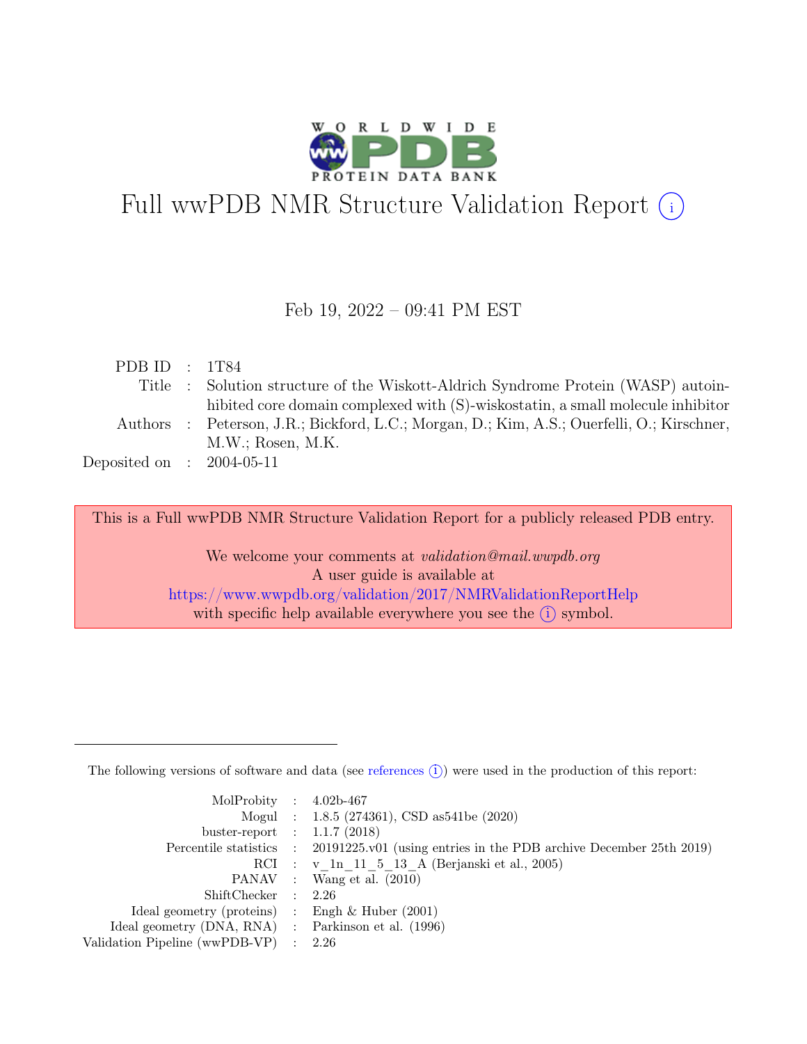# Full wwPDB NMR Structure Validation Report (i)

Feb 19, 2022 – 09:41 PM EST

| | | |
|---|---|---|
| PDB ID | : | 1T84 |
| Title | : | Solution structure of the Wiskott-Aldrich Syndrome Protein (WASP) autoinhibited core domain complexed with (S)-wiskostatin, a small molecule inhibitor |
| Authors | : | Peterson, J.R.; Bickford, L.C.; Morgan, D.; Kim, A.S.; Ouerfelli, O.; Kirschner, M.W.; Rosen, M.K. |
| Deposited on | : | 2004-05-11 |

This is a Full wwPDB NMR Structure Validation Report for a publicly released PDB entry.

We welcome your comments at *validation@mail.wwpdb.org*
A user guide is available at
https://www.wwpdb.org/validation/2017/NMRValidationReportHelp
with specific help available everywhere you see the (i) symbol.

---

The following versions of software and data (see references (i)) were used in the production of this report:

| | | |
|---|---|---|
| MolProbity | : | 4.02b-467 |
| Mogul | : | 1.8.5 (274361), CSD as541be (2020) |
| buster-report | : | 1.1.7 (2018) |
| Percentile statistics | : | 20191225.v01 (using entries in the PDB archive December 25th 2019) |
| RCI | : | v_1n_11_5_13_A (Berjanski et al., 2005) |
| PANAV | : | Wang et al. (2010) |
| ShiftChecker | : | 2.26 |
| Ideal geometry (proteins) | : | Engh & Huber (2001) |
| Ideal geometry (DNA, RNA) | : | Parkinson et al. (1996) |
| Validation Pipeline (wwPDB-VP) | : | 2.26 |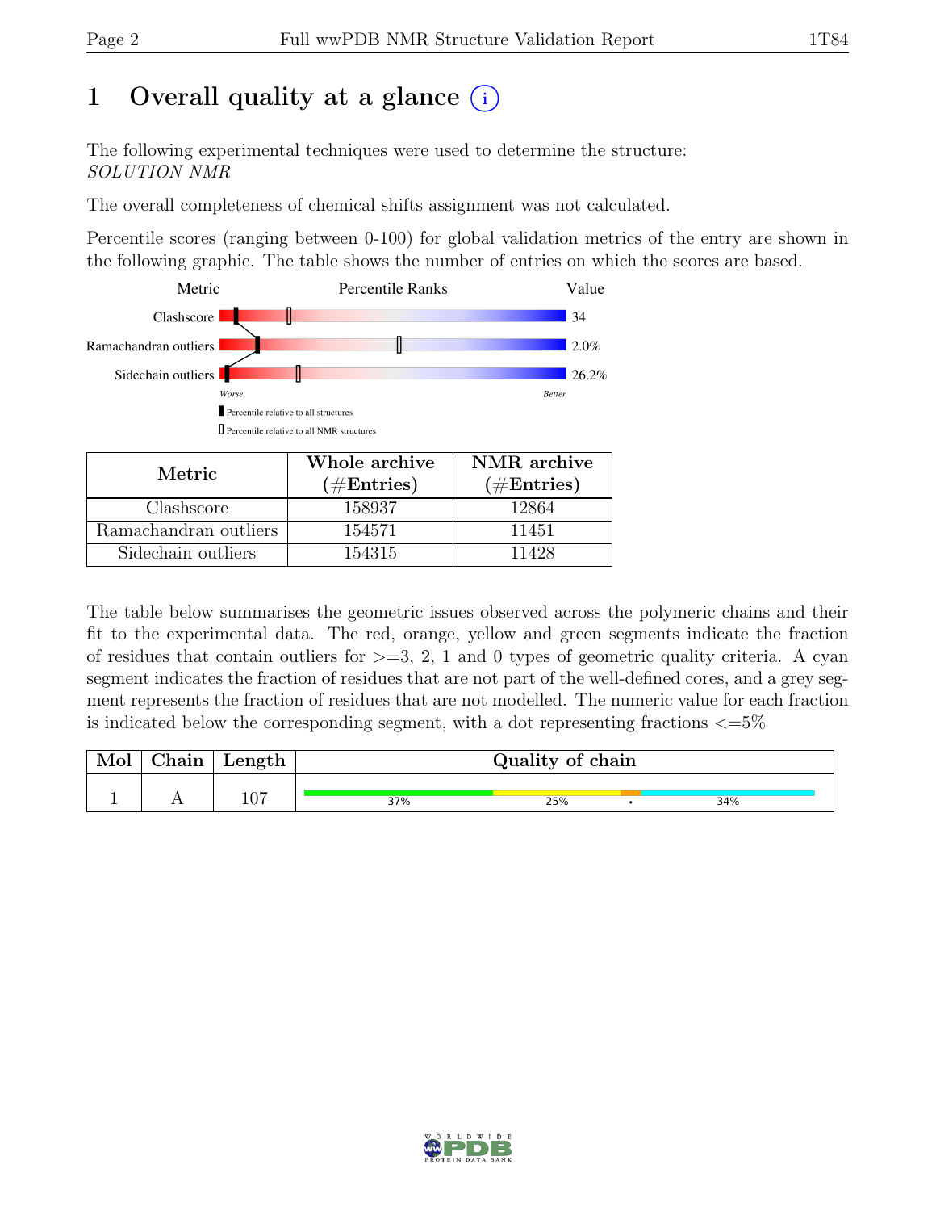# 1 Overall quality at a glance (i)

The following experimental techniques were used to determine the structure:
*SOLUTION NMR*

The overall completeness of chemical shifts assignment was not calculated.

Percentile scores (ranging between 0-100) for global validation metrics of the entry are shown in the following graphic. The table shows the number of entries on which the scores are based.

| Metric | Percentile Ranks | Value |
|---|---|---|
| Clashscore | | 34 |
| Ramachandran outliers | | 2.0% |
| Sidechain outliers | | 26.2% |

Worse — Better

▮ Percentile relative to all structures

▯ Percentile relative to all NMR structures

| Metric | Whole archive (#Entries) | NMR archive (#Entries) |
|---|---|---|
| Clashscore | 158937 | 12864 |
| Ramachandran outliers | 154571 | 11451 |
| Sidechain outliers | 154315 | 11428 |

The table below summarises the geometric issues observed across the polymeric chains and their fit to the experimental data. The red, orange, yellow and green segments indicate the fraction of residues that contain outliers for >=3, 2, 1 and 0 types of geometric quality criteria. A cyan segment indicates the fraction of residues that are not part of the well-defined cores, and a grey segment represents the fraction of residues that are not modelled. The numeric value for each fraction is indicated below the corresponding segment, with a dot representing fractions <=5%

| Mol | Chain | Length | Quality of chain |
|---|---|---|---|
| 1 | A | 107 | 37% 25% • 34% |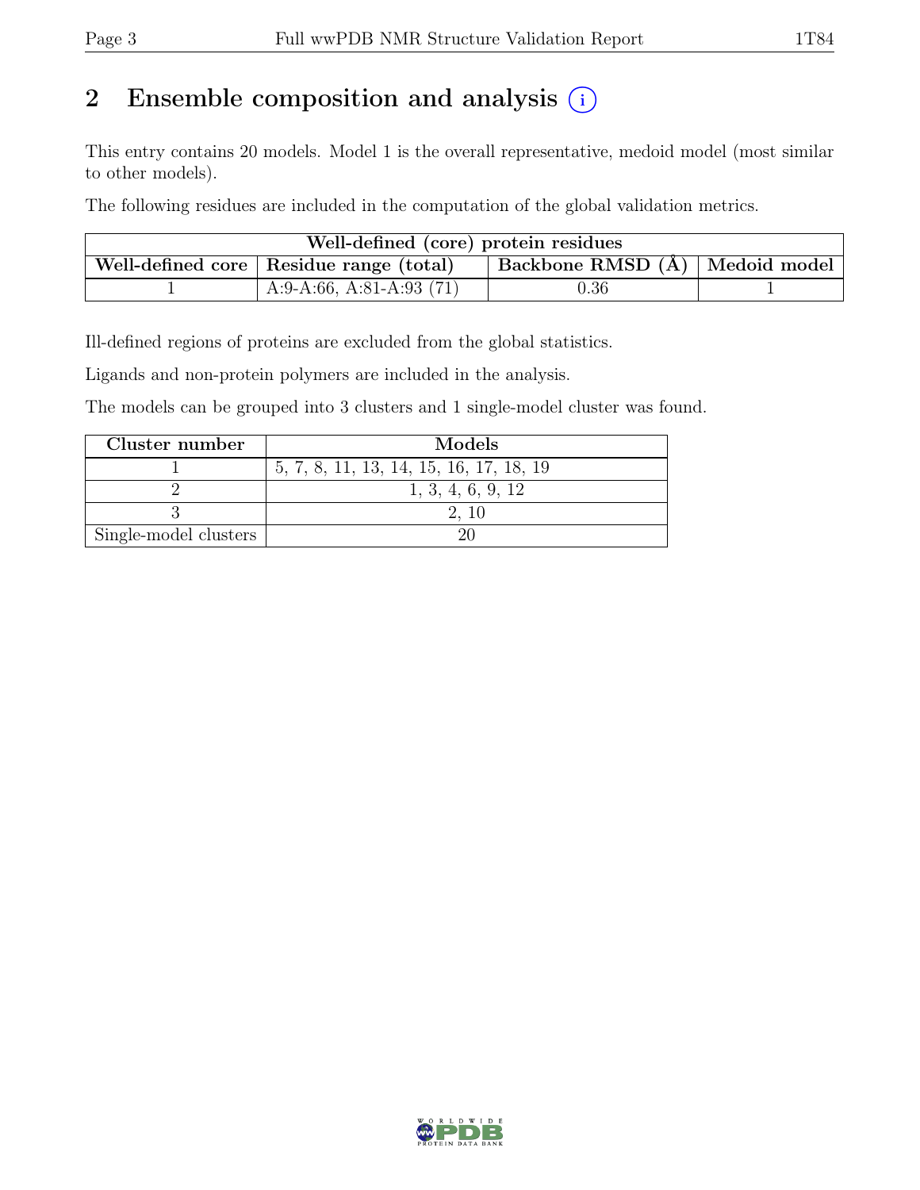# 2 Ensemble composition and analysis (i)

This entry contains 20 models. Model 1 is the overall representative, medoid model (most similar to other models).

The following residues are included in the computation of the global validation metrics.

| Well-defined (core) protein residues | | | |
|---|---|---|---|
| Well-defined core | Residue range (total) | Backbone RMSD (Å) | Medoid model |
| 1 | A:9-A:66, A:81-A:93 (71) | 0.36 | 1 |

Ill-defined regions of proteins are excluded from the global statistics.

Ligands and non-protein polymers are included in the analysis.

The models can be grouped into 3 clusters and 1 single-model cluster was found.

| Cluster number | Models |
|---|---|
| 1 | 5, 7, 8, 11, 13, 14, 15, 16, 17, 18, 19 |
| 2 | 1, 3, 4, 6, 9, 12 |
| 3 | 2, 10 |
| Single-model clusters | 20 |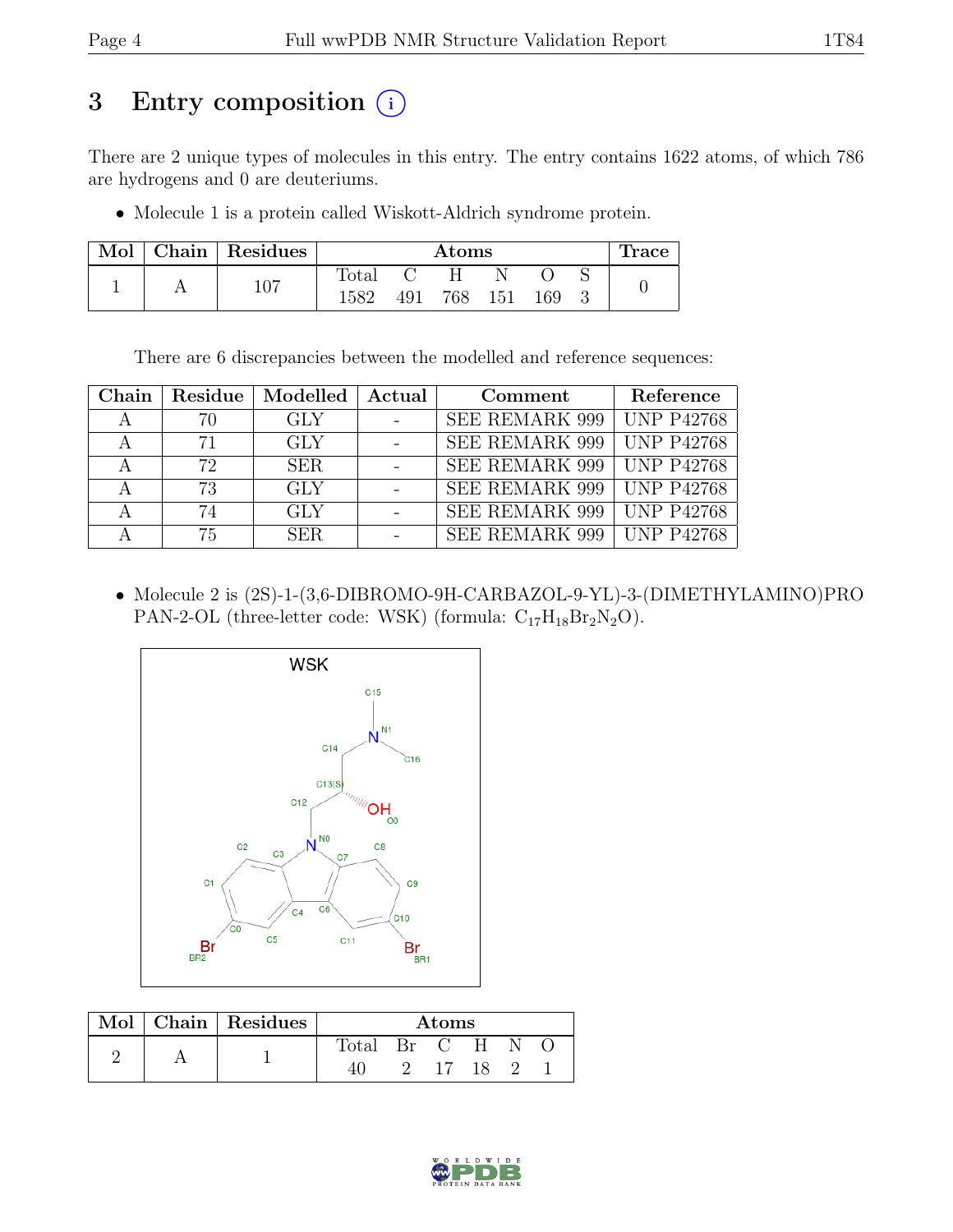# 3 Entry composition (i)

There are 2 unique types of molecules in this entry. The entry contains 1622 atoms, of which 786 are hydrogens and 0 are deuteriums.

- Molecule 1 is a protein called Wiskott-Aldrich syndrome protein.

| Mol | Chain | Residues | Atoms | | | | | | Trace |
|---|---|---|---|---|---|---|---|---|---|
| | | | Total | C | H | N | O | S | |
| 1 | A | 107 | 1582 | 491 | 768 | 151 | 169 | 3 | 0 |

There are 6 discrepancies between the modelled and reference sequences:

| Chain | Residue | Modelled | Actual | Comment | Reference |
|---|---|---|---|---|---|
| A | 70 | GLY | - | SEE REMARK 999 | UNP P42768 |
| A | 71 | GLY | - | SEE REMARK 999 | UNP P42768 |
| A | 72 | SER | - | SEE REMARK 999 | UNP P42768 |
| A | 73 | GLY | - | SEE REMARK 999 | UNP P42768 |
| A | 74 | GLY | - | SEE REMARK 999 | UNP P42768 |
| A | 75 | SER | - | SEE REMARK 999 | UNP P42768 |

- Molecule 2 is (2S)-1-(3,6-DIBROMO-9H-CARBAZOL-9-YL)-3-(DIMETHYLAMINO)PROPAN-2-OL (three-letter code: WSK) (formula: $C_{17}H_{18}Br_2N_2O$).

| Mol | Chain | Residues | Atoms | | | | | |
|---|---|---|---|---|---|---|---|---|
| | | | Total | Br | C | H | N | O |
| 2 | A | 1 | 40 | 2 | 17 | 18 | 2 | 1 |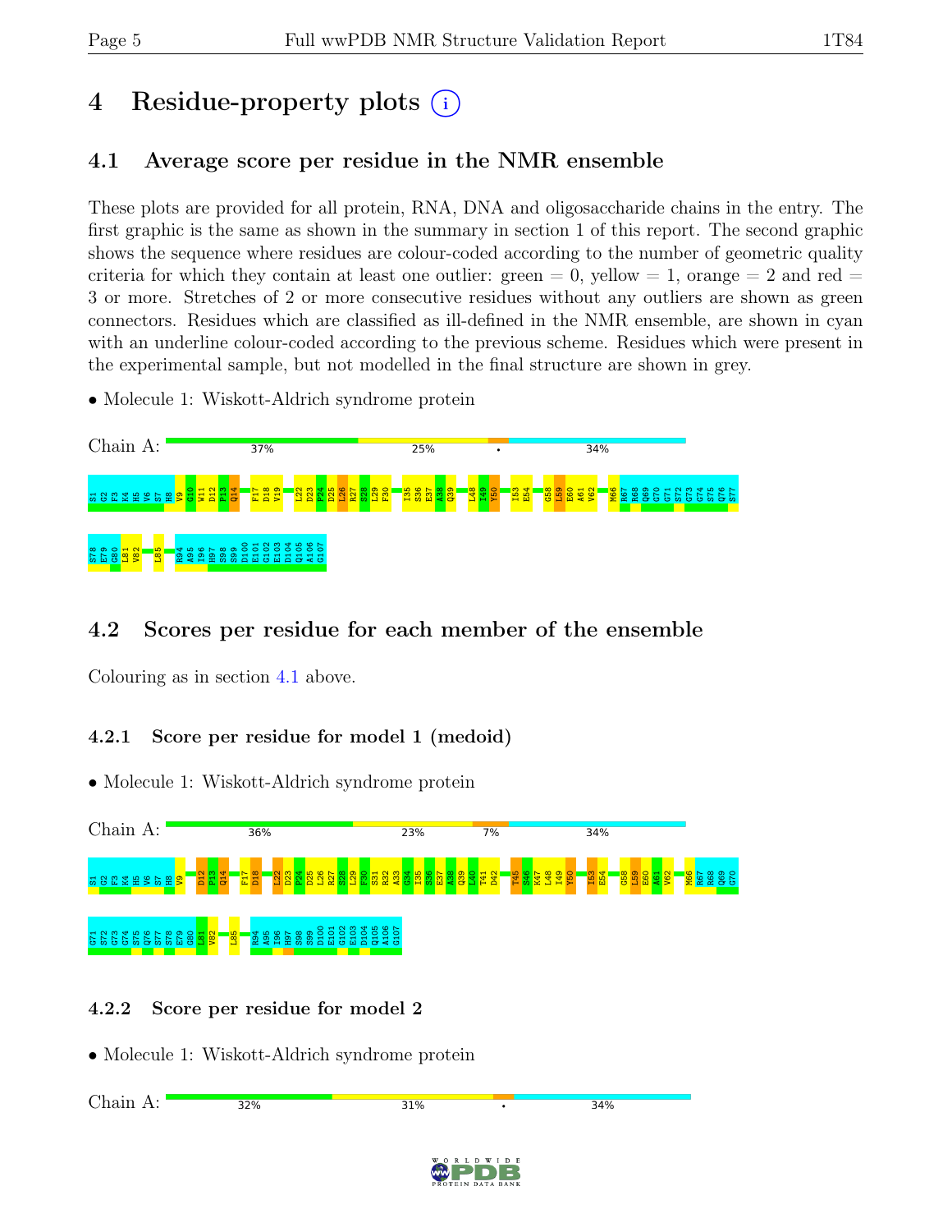# 4 Residue-property plots

## 4.1 Average score per residue in the NMR ensemble

These plots are provided for all protein, RNA, DNA and oligosaccharide chains in the entry. The first graphic is the same as shown in the summary in section 1 of this report. The second graphic shows the sequence where residues are colour-coded according to the number of geometric quality criteria for which they contain at least one outlier: green = 0, yellow = 1, orange = 2 and red = 3 or more. Stretches of 2 or more consecutive residues without any outliers are shown as green connectors. Residues which are classified as ill-defined in the NMR ensemble, are shown in cyan with an underline colour-coded according to the previous scheme. Residues which were present in the experimental sample, but not modelled in the final structure are shown in grey.

- Molecule 1: Wiskott-Aldrich syndrome protein

Chain A: 37% | 25% | • | 34%

S1 G2 F3 K4 H5 V6 S7 H8 V9 G10 W11 D12 P13 Q14 F17 D18 V19 L22 D23 P24 D25 L26 R27 S28 L29 F30 I35 S36 E37 A38 Q39 L48 I49 Y50 I53 E54 G58 L59 E60 A61 V62 M66 R67 R68 Q69 G70 G71 S72 G73 G74 S75 Q76 S77 S78 E79 G80 L81 V82 L85 R94 A95 I96 H97 S98 S99 D100 E101 G102 E103 D104 Q105 A106 G107

## 4.2 Scores per residue for each member of the ensemble

Colouring as in section 4.1 above.

### 4.2.1 Score per residue for model 1 (medoid)

- Molecule 1: Wiskott-Aldrich syndrome protein

Chain A: 36% | 23% | 7% | 34%

S1 G2 F3 K4 H5 V6 S7 H8 V9 D12 P13 Q14 F17 D18 L22 D23 P24 D25 L26 R27 S28 L29 F30 S31 R32 A33 G34 I35 S36 E37 A38 Q39 L40 I41 D42 T45 S46 K47 L48 I49 Y50 I53 E54 G58 L59 E60 A61 V62 M66 R67 R68 Q69 G70 G71 S72 G73 G74 S75 Q76 S77 S78 E79 G80 L81 V82 L85 R94 A95 I96 H97 S98 S99 D100 E101 G102 E103 D104 Q105 A106 G107

### 4.2.2 Score per residue for model 2

- Molecule 1: Wiskott-Aldrich syndrome protein

Chain A: 32% | 31% | • | 34%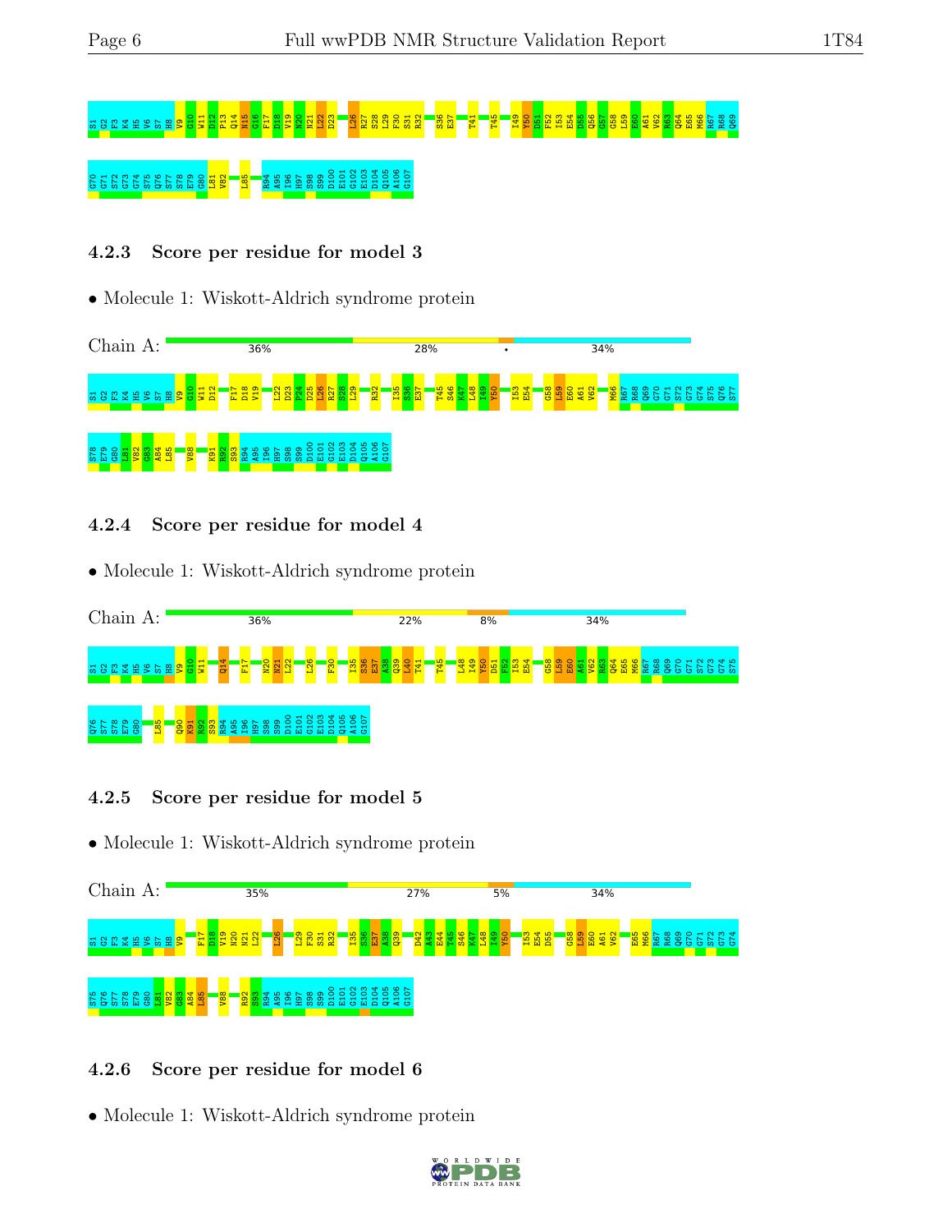S1 G2 F3 K4 H5 V6 S7 H8 V9 G10 W11 D12 P13 Q14 N15 G16 F17 D18 V19 W20 N21 L22 D23 L26 R27 S28 L29 F30 S31 R32 S36 E37 T41 T45 I49 Y50 D51 F52 I53 E54 D55 Q56 G57 G58 L59 E60 A61 V62 R63 Q64 E65 M66 R67 R68 Q69

G70 G71 S72 G73 G74 S75 Q76 S77 S78 E79 G80 L81 V82 L85 R94 A95 I96 H97 S98 S99 D100 E101 G102 E103 D104 Q105 A106 G107

### 4.2.3 Score per residue for model 3

- Molecule 1: Wiskott-Aldrich syndrome protein

Chain A: 36% 28% • 34%

S1 G2 F3 K4 H5 V6 S7 H8 V9 G10 W11 D12 F17 D18 V19 L22 D23 P24 D25 L26 R27 S28 L29 R32 I35 S36 E37 T45 S46 K47 L48 I49 Y50 I53 E54 G58 L59 E60 A61 V62 M66 R67 R68 Q69 G70 G71 S72 G73 G74 S75 Q76 S77

S78 E79 G80 L81 V82 G83 A84 L85 V88 K91 R92 S93 R94 A95 I96 H97 S98 S99 D100 E101 G102 E103 D104 Q105 A106 G107

### 4.2.4 Score per residue for model 4

- Molecule 1: Wiskott-Aldrich syndrome protein

Chain A: 36% 22% 8% 34%

S1 G2 F3 K4 H5 V6 S7 H8 V9 G10 W11 Q14 F17 N20 N21 L22 L26 F30 I35 S36 E37 A38 Q39 L40 T41 T45 L48 I49 Y50 D51 F52 I53 E54 G58 L59 E60 A61 V62 R63 Q64 E65 M66 R67 R68 Q69 G70 G71 S72 G73 G74 S75

Q76 S77 S78 E79 G80 L85 Q90 K91 R92 S93 R94 A95 I96 H97 S98 S99 D100 E101 G102 E103 D104 Q105 A106 G107

### 4.2.5 Score per residue for model 5

- Molecule 1: Wiskott-Aldrich syndrome protein

Chain A: 35% 27% 5% 34%

S1 G2 F3 K4 H5 V6 S7 H8 V9 F17 D18 V19 N20 N21 L22 L26 L29 F30 S31 R32 I35 S36 E37 A38 Q39 D42 A43 E44 T45 S46 K47 L48 I49 Y50 I53 E54 D55 G58 L59 E60 A61 V62 E65 M66 R67 R68 Q69 G70 G71 S72 G73 G74

S75 Q76 S77 S78 E79 G80 L81 V82 G83 A84 L85 V88 R92 S93 R94 A95 I96 H97 S98 S99 D100 E101 G102 E103 D104 Q105 A106 G107

### 4.2.6 Score per residue for model 6

- Molecule 1: Wiskott-Aldrich syndrome protein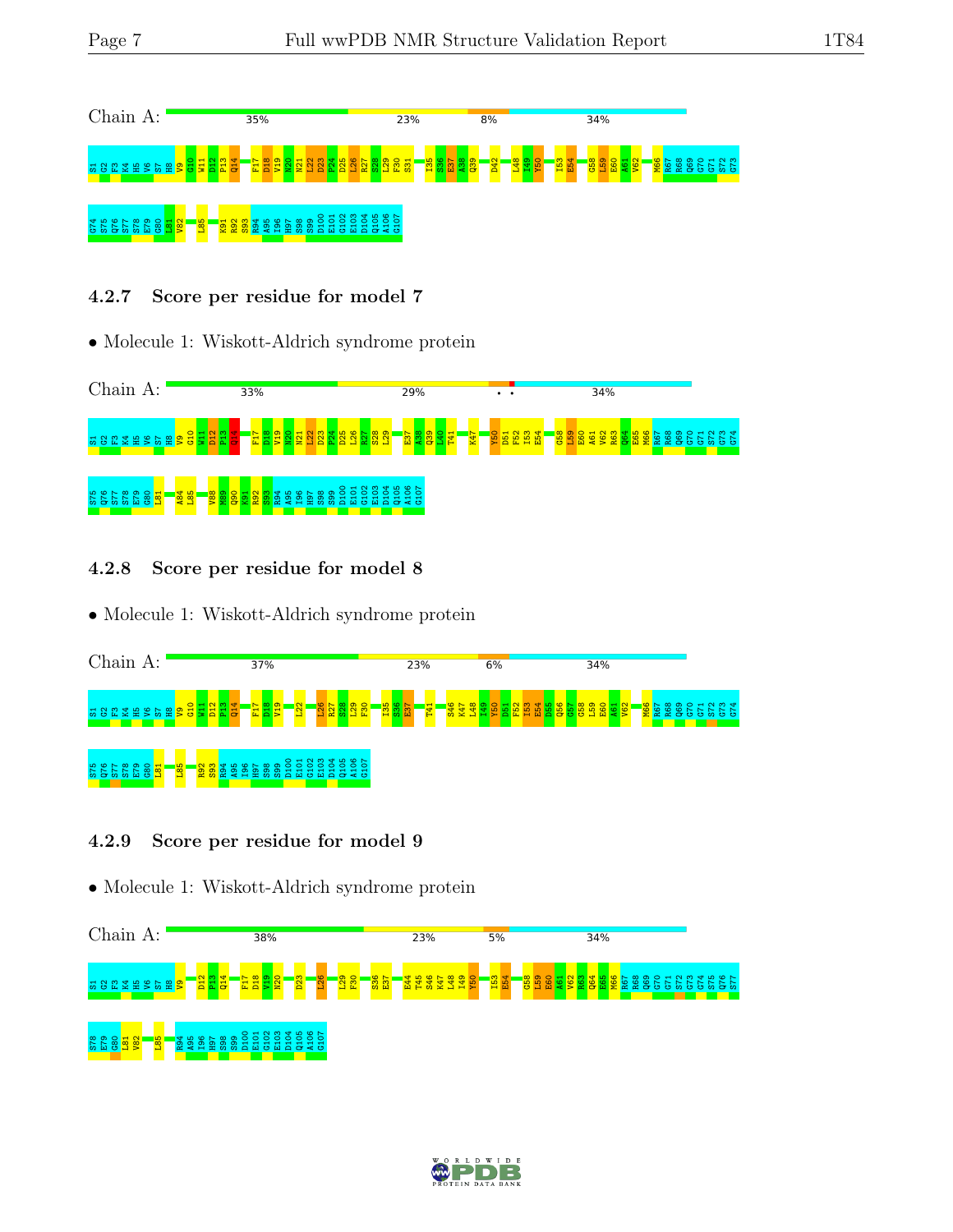Chain A: 35% 23% 8% 34%

S1 G2 F3 K4 H5 V6 S7 H8 V9 G10 W11 D12 P13 Q14 F17 D18 V19 N20 N21 L22 D23 P24 D25 L26 R27 S28 L29 F30 S31 I35 S36 E37 A38 Q39 D42 L48 I49 Y50 I53 E54 G58 L59 E60 A61 V62 M66 R67 R68 Q69 G70 G71 S72 G73

G74 S75 Q76 S77 S78 E79 G80 L81 V82 L85 K91 R92 S93 R94 A95 I96 H97 S98 S99 D100 E101 G102 E103 D104 Q105 A106 G107

### 4.2.7 Score per residue for model 7

- Molecule 1: Wiskott-Aldrich syndrome protein

Chain A: 33% 29% • • 34%

S1 G2 F3 K4 H5 V6 S7 H8 V9 G10 W11 D12 P13 Q14 F17 D18 V19 N20 N21 L22 D23 P24 D25 L26 R27 S28 L29 E37 A38 Q39 L40 T41 K47 Y50 D51 F52 I53 E54 G58 L59 E60 A61 V62 R63 Q64 E65 M66 R67 R68 Q69 G70 G71 S72 G73 G74

S75 Q76 S77 S78 E79 G80 L81 A84 L85 V88 M89 Q90 K91 R92 S93 R94 A95 I96 H97 S98 S99 D100 E101 G102 E103 D104 Q105 A106 G107

### 4.2.8 Score per residue for model 8

- Molecule 1: Wiskott-Aldrich syndrome protein

Chain A: 37% 23% 6% 34%

S1 G2 F3 K4 H5 V6 S7 H8 V9 G10 W11 D12 P13 Q14 F17 D18 V19 L22 L26 R27 S28 L29 F30 I35 S36 E37 T41 S46 K47 L48 I49 Y50 D51 F52 I53 E54 D55 Q56 G57 G58 L59 E60 A61 V62 M66 R67 R68 Q69 G70 G71 S72 G73 G74

S75 Q76 S77 S78 E79 G80 L81 L85 R92 S93 R94 A95 I96 H97 S98 S99 D100 E101 G102 E103 D104 Q105 A106 G107

### 4.2.9 Score per residue for model 9

- Molecule 1: Wiskott-Aldrich syndrome protein

Chain A: 38% 23% 5% 34%

S1 G2 F3 K4 H5 V6 S7 H8 V9 D12 P13 Q14 F17 D18 V19 N20 D23 L26 L29 F30 S36 E37 E44 T45 S46 K47 L48 I49 Y50 I53 E54 G58 L59 E60 A61 V62 R63 Q64 E65 M66 R67 R68 Q69 G70 G71 S72 G73 G74 S75 Q76 S77

S78 E79 G80 L81 V82 L85 R94 A95 I96 H97 S98 S99 D100 E101 G102 E103 D104 Q105 A106 G107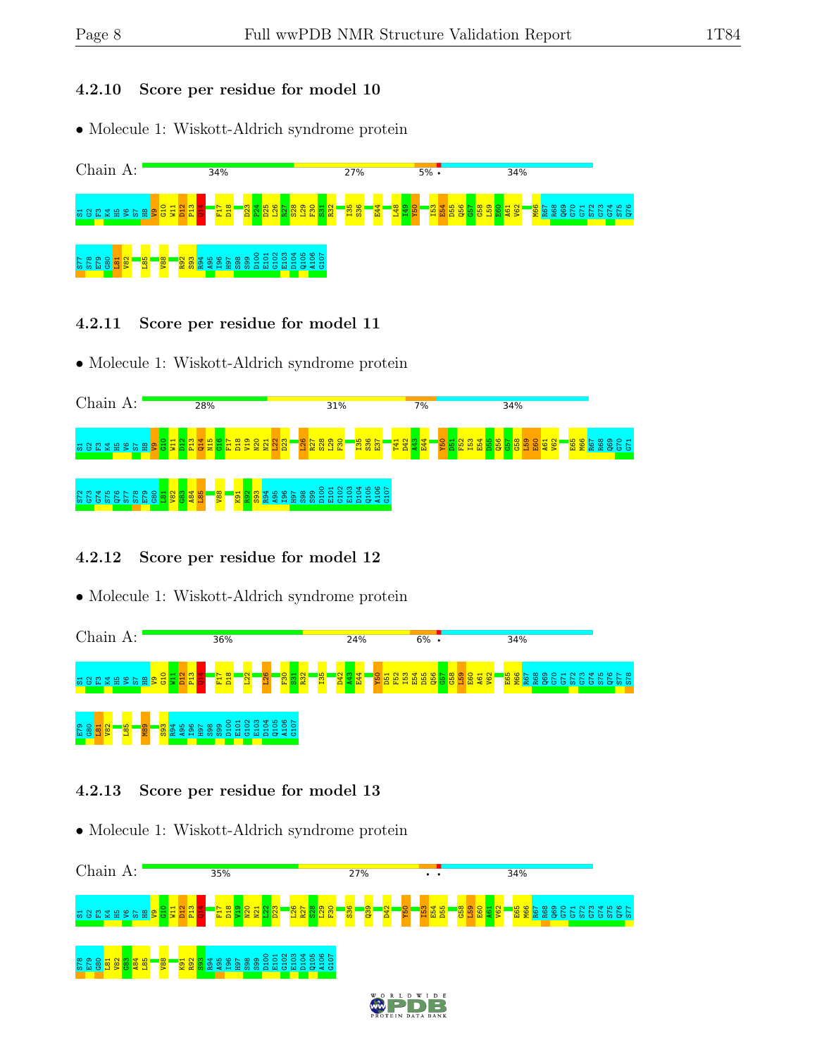#### 4.2.10 Score per residue for model 10

- Molecule 1: Wiskott-Aldrich syndrome protein

Chain A: 34% | 27% | 5% • | 34%

S1 G2 F3 K4 H5 V6 S7 H8 V9 G10 W11 D12 P13 Q14 F17 D18 D23 P24 D25 L26 R27 S28 L29 F30 S31 R32 I35 S36 E44 L48 T49 Y50 I53 E54 D55 Q56 G57 G58 L59 E60 A61 V62 M66 R67 R68 Q69 G70 G71 S72 G73 G74 S75 Q76 S77 S78 E79 G80 L81 V82 L85 V88 R92 S93 R94 A95 I96 H97 S98 S99 D100 E101 G102 E103 D104 Q105 A106 G107

#### 4.2.11 Score per residue for model 11

- Molecule 1: Wiskott-Aldrich syndrome protein

Chain A: 28% | 31% | 7% | 34%

S1 G2 F3 K4 H5 V6 S7 H8 V9 G10 W11 D12 P13 Q14 N15 G16 F17 D18 V19 N20 N21 L22 D23 L26 R27 S28 L29 F30 I35 S36 E37 T41 D42 A43 E44 Y50 D51 F52 I53 E54 D55 Q56 G57 G58 L59 E60 A61 V62 E65 M66 R67 R68 Q69 G70 G71 S72 G73 G74 S75 Q76 S77 S78 E79 G80 L81 V82 G83 A84 L85 V88 K91 R92 S93 R94 A95 I96 H97 S98 S99 D100 E101 G102 E103 D104 Q105 A106 G107

#### 4.2.12 Score per residue for model 12

- Molecule 1: Wiskott-Aldrich syndrome protein

Chain A: 36% | 24% | 6% • | 34%

S1 G2 F3 K4 H5 V6 S7 H8 V9 G10 W11 D12 P13 Q14 F17 D18 L22 L26 F30 S31 R32 I35 D42 A43 E44 Y50 D51 F52 I53 E54 D55 Q56 G57 G58 L59 E60 A61 V62 E65 M66 R67 R68 Q69 G70 G71 S72 G73 G74 S75 Q76 S77 S78 E79 G80 L81 V82 L85 M89 S93 R94 A95 I96 H97 S98 S99 D100 E101 G102 E103 D104 Q105 A106 G107

#### 4.2.13 Score per residue for model 13

- Molecule 1: Wiskott-Aldrich syndrome protein

Chain A: 35% | 27% | • • | 34%

S1 G2 F3 K4 H5 V6 S7 H8 V9 G10 W11 D12 P13 Q14 F17 D18 V19 N20 N21 L22 D23 L26 R27 S28 L29 F30 S36 Q39 D42 Y50 I53 E54 D55 G58 L59 E60 A61 V62 E65 M66 R67 R68 Q69 G70 G71 S72 G73 G74 S75 Q76 S77 S78 E79 G80 L81 V82 G83 A84 L85 V88 K91 R92 S93 R94 A95 I96 H97 S98 S99 D100 E101 G102 E103 D104 Q105 A106 G107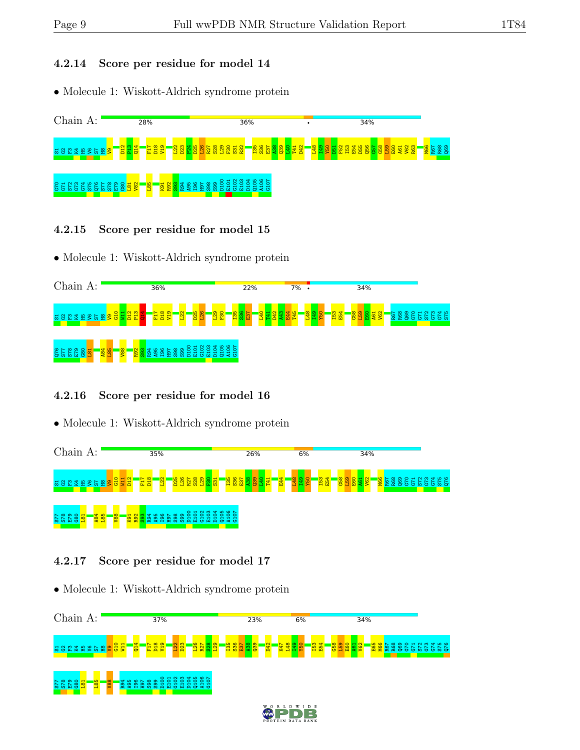### 4.2.14 Score per residue for model 14

• Molecule 1: Wiskott-Aldrich syndrome protein

Chain A: 28% 36% • 34%

S1 G2 F3 K4 H5 V6 S7 H8 V9 D12 P13 Q14 F17 D18 V19 L22 D23 P24 D25 L26 R27 S28 L29 F30 S31 R32 I35 S36 E37 A38 Q39 L40 T41 D42 L48 I49 Y50 D51 F52 I53 E54 D55 Q56 G57 G58 L59 E60 A61 V62 R63 M66 R67 R68 Q69 G70 G71 S72 G73 G74 S75 Q76 S77 S78 E79 G80 L81 V82 L85 K91 R92 S93 R94 A95 I96 H97 S98 S99 D100 E101 G102 E103 D104 Q105 A106 G107

### 4.2.15 Score per residue for model 15

• Molecule 1: Wiskott-Aldrich syndrome protein

Chain A: 36% 22% 7% • 34%

S1 G2 F3 K4 H5 V6 S7 H8 V9 G10 W11 D12 P13 Q14 F17 D18 V19 L22 D25 L26 L29 F30 I35 S36 E37 L40 T41 D42 A43 E44 T45 L48 I49 Y50 I53 E54 G58 L59 E60 A61 V62 R67 R68 Q69 G70 G71 S72 G73 G74 S75 Q76 S77 S78 E79 G80 L81 A84 L85 V88 R92 S93 R94 A95 I96 H97 S98 S99 D100 E101 G102 E103 D104 Q105 A106 G107

### 4.2.16 Score per residue for model 16

• Molecule 1: Wiskott-Aldrich syndrome protein

Chain A: 35% 26% 6% 34%

S1 G2 F3 K4 H5 V6 S7 H8 V9 G10 W11 D12 F17 D18 V19 L22 D25 L26 R27 S28 L29 F30 S31 I35 S36 E37 A38 Q39 L40 T41 E44 L48 I49 Y50 I53 E54 G58 L59 E60 A61 V62 M66 R67 R68 Q69 G70 G71 S72 G73 G74 S75 Q76 S77 S78 E79 G80 L81 A84 L85 V88 K91 R92 S93 R94 A95 I96 H97 S98 S99 D100 E101 G102 E103 D104 Q105 A106 G107

### 4.2.17 Score per residue for model 17

• Molecule 1: Wiskott-Aldrich syndrome protein

Chain A: 37% 23% 6% 34%

S1 G2 F3 K4 H5 V6 S7 H8 V9 G10 W11 Q14 F17 D18 V19 L22 D23 L26 R27 S28 L29 I35 S36 E37 A38 Q39 D42 K47 L48 I49 Y50 I53 E54 G58 L59 E60 A61 V62 E65 M66 R67 R68 Q69 G70 G71 S72 G73 G74 S75 Q76 S77 S78 E79 G80 L81 L85 V88 R94 A95 I96 H97 S98 S99 D100 E101 G102 E103 D104 Q105 A106 G107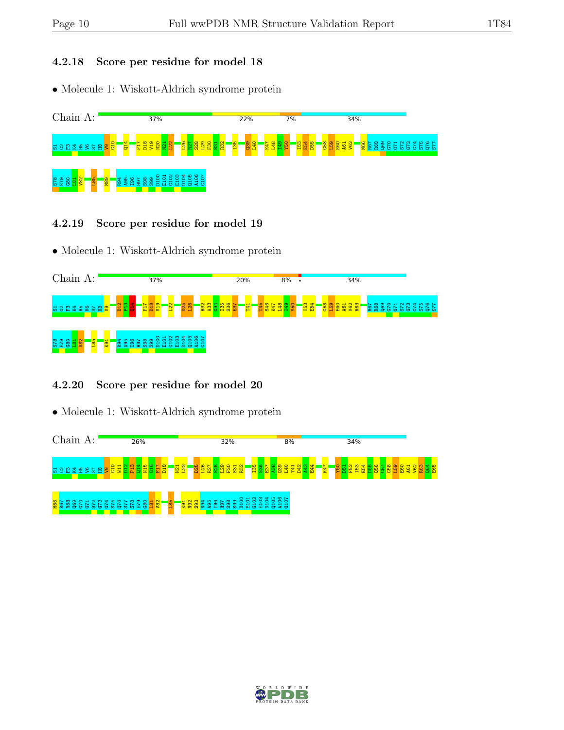### 4.2.18 Score per residue for model 18

- Molecule 1: Wiskott-Aldrich syndrome protein

Chain A: 37% 22% 7% 34%

S1 G2 F3 K4 H5 V6 S7 H8 V9 G10 Q14 F17 D18 V19 N20 N21 L22 L26 R27 S28 L29 F30 S31 R32 I35 Q39 L40 K47 L48 I49 Y50 I53 E54 D55 G58 L59 E60 A61 V62 M66 R67 R68 Q69 G70 G71 S72 G73 G74 S75 Q76 S77 S78 E79 G80 L81 V82 L85 M89 R94 A95 I96 H97 S98 S99 D100 E101 G102 E103 D104 Q105 A106 G107

### 4.2.19 Score per residue for model 19

- Molecule 1: Wiskott-Aldrich syndrome protein

Chain A: 37% 20% 8% • 34%

S1 G2 F3 K4 H5 V6 S7 H8 V9 D12 P13 Q14 F17 D18 V19 L22 D25 L26 R32 A33 G34 I35 S36 E37 T41 T45 S46 K47 L48 I49 Y50 I53 E54 G58 L59 E60 A61 V62 R63 R67 R68 Q69 G70 G71 S72 G73 G74 S75 Q76 S77 S78 E79 G80 L81 V82 L85 K91 R94 A95 I96 H97 S98 S99 D100 E101 G102 E103 D104 Q105 A106 G107

### 4.2.20 Score per residue for model 20

- Molecule 1: Wiskott-Aldrich syndrome protein

Chain A: 26% 32% 8% 34%

S1 G2 F3 K4 H5 V6 S7 H8 V9 G10 W11 D12 P13 Q14 N15 G16 F17 D18 N21 L22 D25 L26 R27 S28 L29 F30 S31 R32 I35 S36 E37 A38 Q39 L40 T41 D42 A43 E44 K47 Y50 D51 F52 I53 E54 D55 Q56 G57 G58 L59 E60 A61 V62 R63 Q64 E65 M66 R67 R68 Q69 G70 G71 S72 G73 G74 S75 Q76 S77 S78 E79 G80 L81 V82 L85 K91 R92 S93 R94 A95 I96 H97 S98 S99 D100 E101 G102 E103 D104 Q105 A106 G107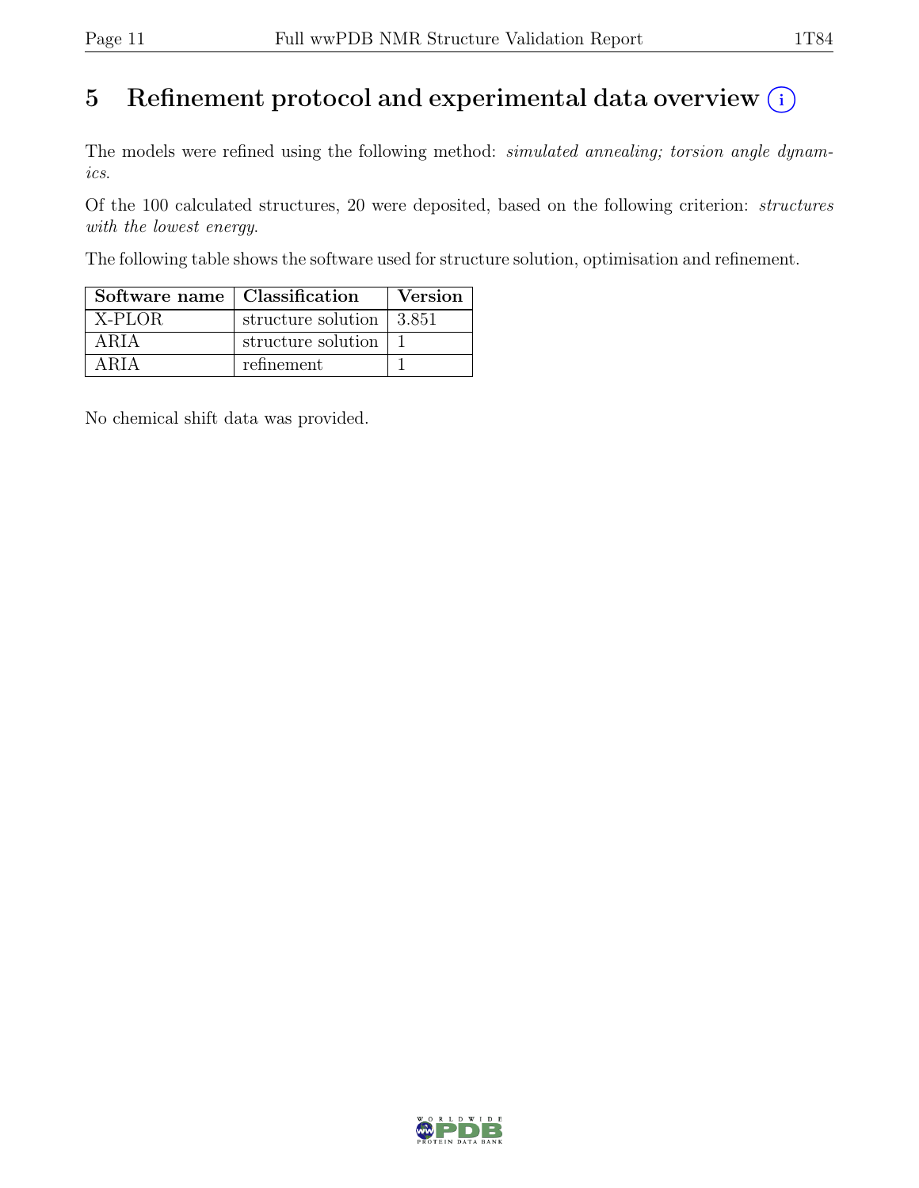# 5 Refinement protocol and experimental data overview

The models were refined using the following method: *simulated annealing; torsion angle dynamics*.

Of the 100 calculated structures, 20 were deposited, based on the following criterion: *structures with the lowest energy*.

The following table shows the software used for structure solution, optimisation and refinement.

| Software name | Classification | Version |
|---|---|---|
| X-PLOR | structure solution | 3.851 |
| ARIA | structure solution | 1 |
| ARIA | refinement | 1 |

No chemical shift data was provided.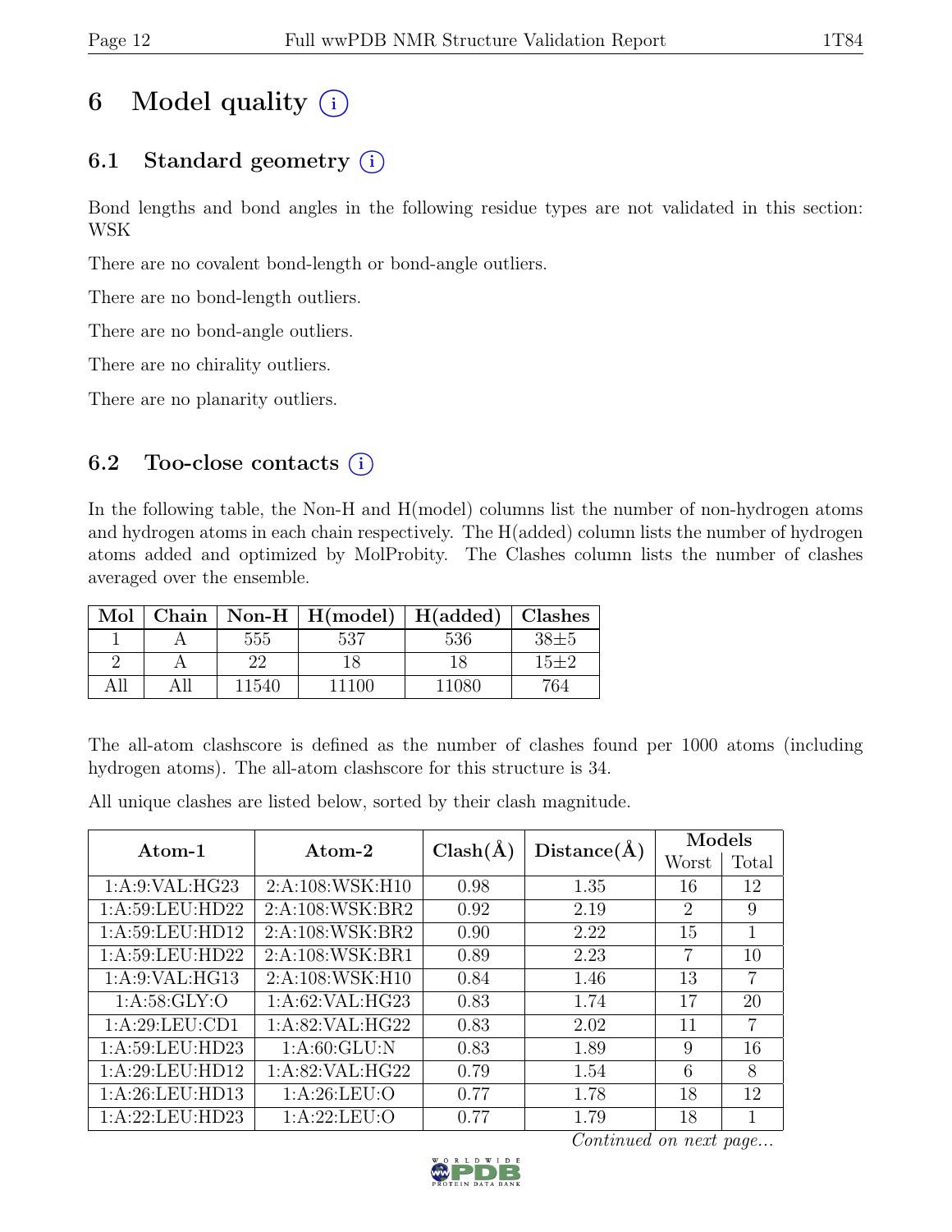# 6 Model quality (i)

## 6.1 Standard geometry (i)

Bond lengths and bond angles in the following residue types are not validated in this section: WSK

There are no covalent bond-length or bond-angle outliers.

There are no bond-length outliers.

There are no bond-angle outliers.

There are no chirality outliers.

There are no planarity outliers.

## 6.2 Too-close contacts (i)

In the following table, the Non-H and H(model) columns list the number of non-hydrogen atoms and hydrogen atoms in each chain respectively. The H(added) column lists the number of hydrogen atoms added and optimized by MolProbity. The Clashes column lists the number of clashes averaged over the ensemble.

| Mol | Chain | Non-H | H(model) | H(added) | Clashes |
|---|---|---|---|---|---|
| 1 | A | 555 | 537 | 536 | 38±5 |
| 2 | A | 22 | 18 | 18 | 15±2 |
| All | All | 11540 | 11100 | 11080 | 764 |

The all-atom clashscore is defined as the number of clashes found per 1000 atoms (including hydrogen atoms). The all-atom clashscore for this structure is 34.

All unique clashes are listed below, sorted by their clash magnitude.

| Atom-1 | Atom-2 | Clash(Å) | Distance(Å) | Models | |
|---|---|---|---|---|---|
| | | | | Worst | Total |
| 1:A:9:VAL:HG23 | 2:A:108:WSK:H10 | 0.98 | 1.35 | 16 | 12 |
| 1:A:59:LEU:HD22 | 2:A:108:WSK:BR2 | 0.92 | 2.19 | 2 | 9 |
| 1:A:59:LEU:HD12 | 2:A:108:WSK:BR2 | 0.90 | 2.22 | 15 | 1 |
| 1:A:59:LEU:HD22 | 2:A:108:WSK:BR1 | 0.89 | 2.23 | 7 | 10 |
| 1:A:9:VAL:HG13 | 2:A:108:WSK:H10 | 0.84 | 1.46 | 13 | 7 |
| 1:A:58:GLY:O | 1:A:62:VAL:HG23 | 0.83 | 1.74 | 17 | 20 |
| 1:A:29:LEU:CD1 | 1:A:82:VAL:HG22 | 0.83 | 2.02 | 11 | 7 |
| 1:A:59:LEU:HD23 | 1:A:60:GLU:N | 0.83 | 1.89 | 9 | 16 |
| 1:A:29:LEU:HD12 | 1:A:82:VAL:HG22 | 0.79 | 1.54 | 6 | 8 |
| 1:A:26:LEU:HD13 | 1:A:26:LEU:O | 0.77 | 1.78 | 18 | 12 |
| 1:A:22:LEU:HD23 | 1:A:22:LEU:O | 0.77 | 1.79 | 18 | 1 |

*Continued on next page...*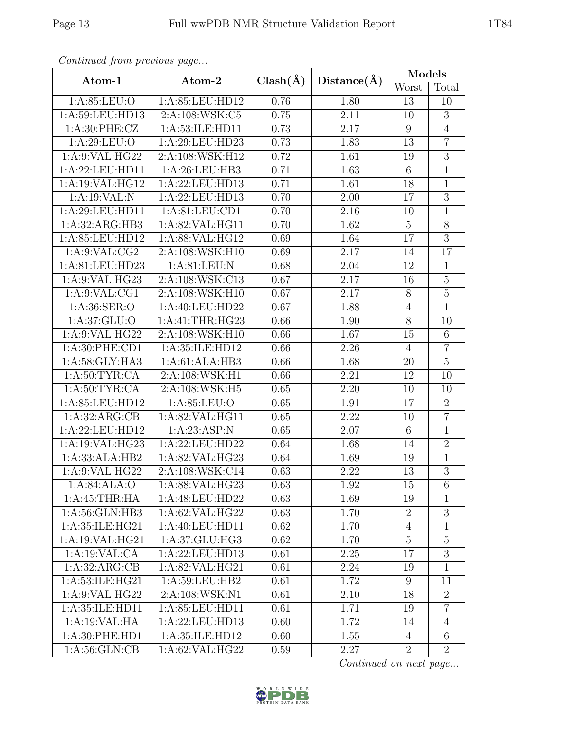*Continued from previous page...*

| Atom-1 | Atom-2 | Clash(Å) | Distance(Å) | Models | |
|---|---|---|---|---|---|
| | | | | Worst | Total |
| 1:A:85:LEU:O | 1:A:85:LEU:HD12 | 0.76 | 1.80 | 13 | 10 |
| 1:A:59:LEU:HD13 | 2:A:108:WSK:C5 | 0.75 | 2.11 | 10 | 3 |
| 1:A:30:PHE:CZ | 1:A:53:ILE:HD11 | 0.73 | 2.17 | 9 | 4 |
| 1:A:29:LEU:O | 1:A:29:LEU:HD23 | 0.73 | 1.83 | 13 | 7 |
| 1:A:9:VAL:HG22 | 2:A:108:WSK:H12 | 0.72 | 1.61 | 19 | 3 |
| 1:A:22:LEU:HD11 | 1:A:26:LEU:HB3 | 0.71 | 1.63 | 6 | 1 |
| 1:A:19:VAL:HG12 | 1:A:22:LEU:HD13 | 0.71 | 1.61 | 18 | 1 |
| 1:A:19:VAL:N | 1:A:22:LEU:HD13 | 0.70 | 2.00 | 17 | 3 |
| 1:A:29:LEU:HD11 | 1:A:81:LEU:CD1 | 0.70 | 2.16 | 10 | 1 |
| 1:A:32:ARG:HB3 | 1:A:82:VAL:HG11 | 0.70 | 1.62 | 5 | 8 |
| 1:A:85:LEU:HD12 | 1:A:88:VAL:HG12 | 0.69 | 1.64 | 17 | 3 |
| 1:A:9:VAL:CG2 | 2:A:108:WSK:H10 | 0.69 | 2.17 | 14 | 17 |
| 1:A:81:LEU:HD23 | 1:A:81:LEU:N | 0.68 | 2.04 | 12 | 1 |
| 1:A:9:VAL:HG23 | 2:A:108:WSK:C13 | 0.67 | 2.17 | 16 | 5 |
| 1:A:9:VAL:CG1 | 2:A:108:WSK:H10 | 0.67 | 2.17 | 8 | 5 |
| 1:A:36:SER:O | 1:A:40:LEU:HD22 | 0.67 | 1.88 | 4 | 1 |
| 1:A:37:GLU:O | 1:A:41:THR:HG23 | 0.66 | 1.90 | 8 | 10 |
| 1:A:9:VAL:HG22 | 2:A:108:WSK:H10 | 0.66 | 1.67 | 15 | 6 |
| 1:A:30:PHE:CD1 | 1:A:35:ILE:HD12 | 0.66 | 2.26 | 4 | 7 |
| 1:A:58:GLY:HA3 | 1:A:61:ALA:HB3 | 0.66 | 1.68 | 20 | 5 |
| 1:A:50:TYR:CA | 2:A:108:WSK:H1 | 0.66 | 2.21 | 12 | 10 |
| 1:A:50:TYR:CA | 2:A:108:WSK:H5 | 0.65 | 2.20 | 10 | 10 |
| 1:A:85:LEU:HD12 | 1:A:85:LEU:O | 0.65 | 1.91 | 17 | 2 |
| 1:A:32:ARG:CB | 1:A:82:VAL:HG11 | 0.65 | 2.22 | 10 | 7 |
| 1:A:22:LEU:HD12 | 1:A:23:ASP:N | 0.65 | 2.07 | 6 | 1 |
| 1:A:19:VAL:HG23 | 1:A:22:LEU:HD22 | 0.64 | 1.68 | 14 | 2 |
| 1:A:33:ALA:HB2 | 1:A:82:VAL:HG23 | 0.64 | 1.69 | 19 | 1 |
| 1:A:9:VAL:HG22 | 2:A:108:WSK:C14 | 0.63 | 2.22 | 13 | 3 |
| 1:A:84:ALA:O | 1:A:88:VAL:HG23 | 0.63 | 1.92 | 15 | 6 |
| 1:A:45:THR:HA | 1:A:48:LEU:HD22 | 0.63 | 1.69 | 19 | 1 |
| 1:A:56:GLN:HB3 | 1:A:62:VAL:HG22 | 0.63 | 1.70 | 2 | 3 |
| 1:A:35:ILE:HG21 | 1:A:40:LEU:HD11 | 0.62 | 1.70 | 4 | 1 |
| 1:A:19:VAL:HG21 | 1:A:37:GLU:HG3 | 0.62 | 1.70 | 5 | 5 |
| 1:A:19:VAL:CA | 1:A:22:LEU:HD13 | 0.61 | 2.25 | 17 | 3 |
| 1:A:32:ARG:CB | 1:A:82:VAL:HG21 | 0.61 | 2.24 | 19 | 1 |
| 1:A:53:ILE:HG21 | 1:A:59:LEU:HB2 | 0.61 | 1.72 | 9 | 11 |
| 1:A:9:VAL:HG22 | 2:A:108:WSK:N1 | 0.61 | 2.10 | 18 | 2 |
| 1:A:35:ILE:HD11 | 1:A:85:LEU:HD11 | 0.61 | 1.71 | 19 | 7 |
| 1:A:19:VAL:HA | 1:A:22:LEU:HD13 | 0.60 | 1.72 | 14 | 4 |
| 1:A:30:PHE:HD1 | 1:A:35:ILE:HD12 | 0.60 | 1.55 | 4 | 6 |
| 1:A:56:GLN:CB | 1:A:62:VAL:HG22 | 0.59 | 2.27 | 2 | 2 |

*Continued on next page...*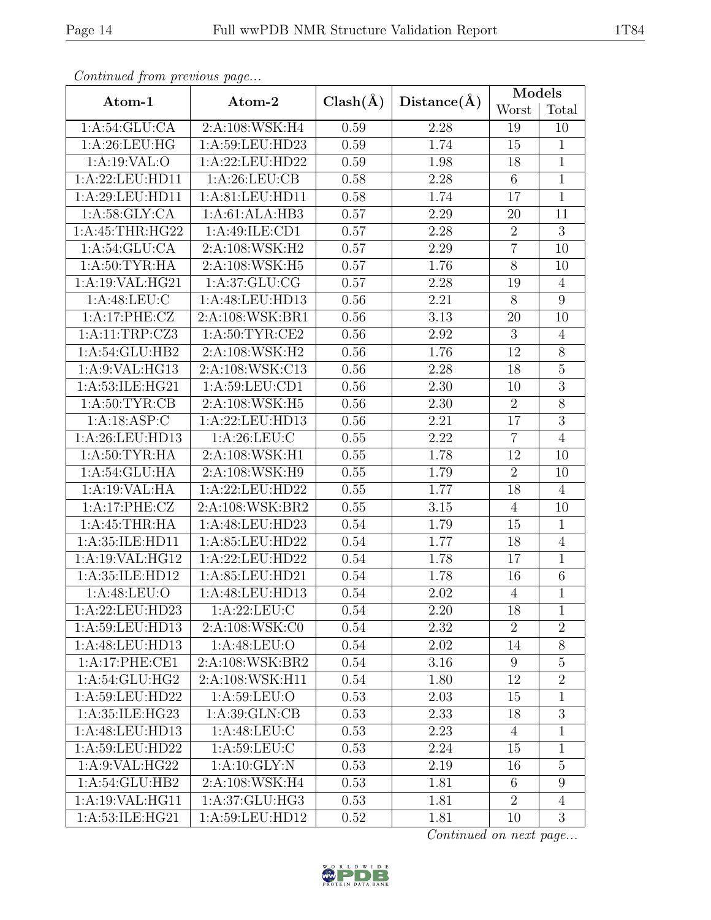*Continued from previous page...*

| Atom-1 | Atom-2 | Clash(Å) | Distance(Å) | Models | |
|---|---|---|---|---|---|
| | | | | Worst | Total |
| 1:A:54:GLU:CA | 2:A:108:WSK:H4 | 0.59 | 2.28 | 19 | 10 |
| 1:A:26:LEU:HG | 1:A:59:LEU:HD23 | 0.59 | 1.74 | 15 | 1 |
| 1:A:19:VAL:O | 1:A:22:LEU:HD22 | 0.59 | 1.98 | 18 | 1 |
| 1:A:22:LEU:HD11 | 1:A:26:LEU:CB | 0.58 | 2.28 | 6 | 1 |
| 1:A:29:LEU:HD11 | 1:A:81:LEU:HD11 | 0.58 | 1.74 | 17 | 1 |
| 1:A:58:GLY:CA | 1:A:61:ALA:HB3 | 0.57 | 2.29 | 20 | 11 |
| 1:A:45:THR:HG22 | 1:A:49:ILE:CD1 | 0.57 | 2.28 | 2 | 3 |
| 1:A:54:GLU:CA | 2:A:108:WSK:H2 | 0.57 | 2.29 | 7 | 10 |
| 1:A:50:TYR:HA | 2:A:108:WSK:H5 | 0.57 | 1.76 | 8 | 10 |
| 1:A:19:VAL:HG21 | 1:A:37:GLU:CG | 0.57 | 2.28 | 19 | 4 |
| 1:A:48:LEU:C | 1:A:48:LEU:HD13 | 0.56 | 2.21 | 8 | 9 |
| 1:A:17:PHE:CZ | 2:A:108:WSK:BR1 | 0.56 | 3.13 | 20 | 10 |
| 1:A:11:TRP:CZ3 | 1:A:50:TYR:CE2 | 0.56 | 2.92 | 3 | 4 |
| 1:A:54:GLU:HB2 | 2:A:108:WSK:H2 | 0.56 | 1.76 | 12 | 8 |
| 1:A:9:VAL:HG13 | 2:A:108:WSK:C13 | 0.56 | 2.28 | 18 | 5 |
| 1:A:53:ILE:HG21 | 1:A:59:LEU:CD1 | 0.56 | 2.30 | 10 | 3 |
| 1:A:50:TYR:CB | 2:A:108:WSK:H5 | 0.56 | 2.30 | 2 | 8 |
| 1:A:18:ASP:C | 1:A:22:LEU:HD13 | 0.56 | 2.21 | 17 | 3 |
| 1:A:26:LEU:HD13 | 1:A:26:LEU:C | 0.55 | 2.22 | 7 | 4 |
| 1:A:50:TYR:HA | 2:A:108:WSK:H1 | 0.55 | 1.78 | 12 | 10 |
| 1:A:54:GLU:HA | 2:A:108:WSK:H9 | 0.55 | 1.79 | 2 | 10 |
| 1:A:19:VAL:HA | 1:A:22:LEU:HD22 | 0.55 | 1.77 | 18 | 4 |
| 1:A:17:PHE:CZ | 2:A:108:WSK:BR2 | 0.55 | 3.15 | 4 | 10 |
| 1:A:45:THR:HA | 1:A:48:LEU:HD23 | 0.54 | 1.79 | 15 | 1 |
| 1:A:35:ILE:HD11 | 1:A:85:LEU:HD22 | 0.54 | 1.77 | 18 | 4 |
| 1:A:19:VAL:HG12 | 1:A:22:LEU:HD22 | 0.54 | 1.78 | 17 | 1 |
| 1:A:35:ILE:HD12 | 1:A:85:LEU:HD21 | 0.54 | 1.78 | 16 | 6 |
| 1:A:48:LEU:O | 1:A:48:LEU:HD13 | 0.54 | 2.02 | 4 | 1 |
| 1:A:22:LEU:HD23 | 1:A:22:LEU:C | 0.54 | 2.20 | 18 | 1 |
| 1:A:59:LEU:HD13 | 2:A:108:WSK:C0 | 0.54 | 2.32 | 2 | 2 |
| 1:A:48:LEU:HD13 | 1:A:48:LEU:O | 0.54 | 2.02 | 14 | 8 |
| 1:A:17:PHE:CE1 | 2:A:108:WSK:BR2 | 0.54 | 3.16 | 9 | 5 |
| 1:A:54:GLU:HG2 | 2:A:108:WSK:H11 | 0.54 | 1.80 | 12 | 2 |
| 1:A:59:LEU:HD22 | 1:A:59:LEU:O | 0.53 | 2.03 | 15 | 1 |
| 1:A:35:ILE:HG23 | 1:A:39:GLN:CB | 0.53 | 2.33 | 18 | 3 |
| 1:A:48:LEU:HD13 | 1:A:48:LEU:C | 0.53 | 2.23 | 4 | 1 |
| 1:A:59:LEU:HD22 | 1:A:59:LEU:C | 0.53 | 2.24 | 15 | 1 |
| 1:A:9:VAL:HG22 | 1:A:10:GLY:N | 0.53 | 2.19 | 16 | 5 |
| 1:A:54:GLU:HB2 | 2:A:108:WSK:H4 | 0.53 | 1.81 | 6 | 9 |
| 1:A:19:VAL:HG11 | 1:A:37:GLU:HG3 | 0.53 | 1.81 | 2 | 4 |
| 1:A:53:ILE:HG21 | 1:A:59:LEU:HD12 | 0.52 | 1.81 | 10 | 3 |

*Continued on next page...*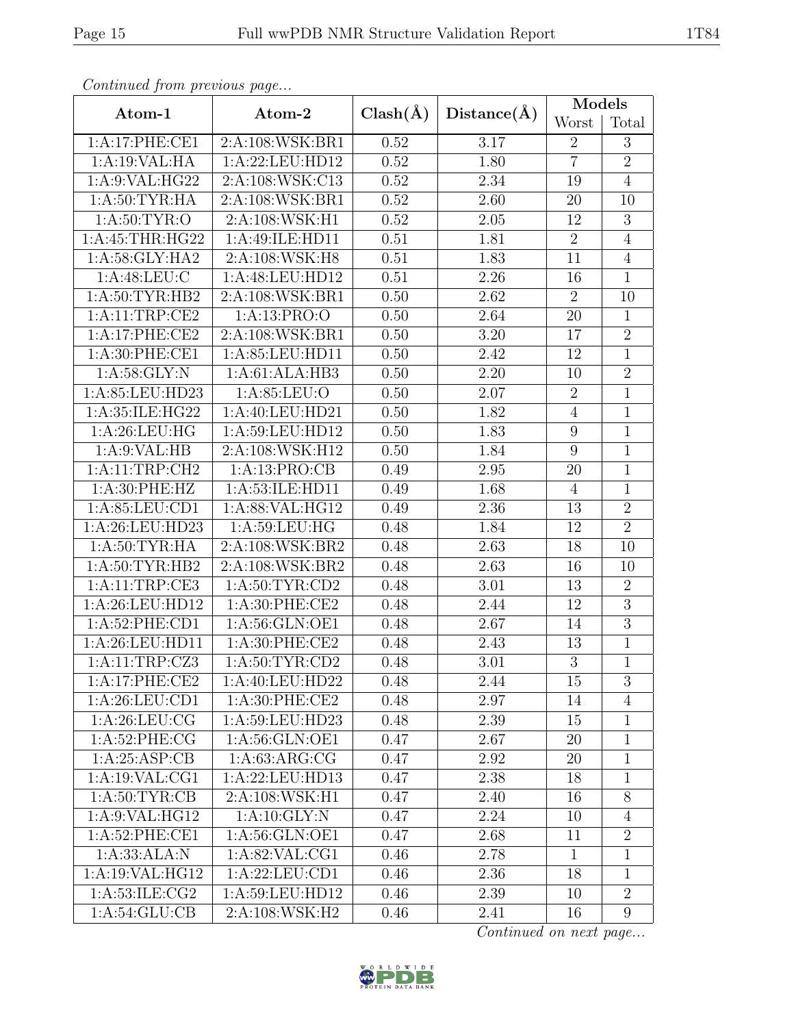*Continued from previous page...*

| Atom-1 | Atom-2 | Clash(Å) | Distance(Å) | Models | |
|---|---|---|---|---|---|
| | | | | Worst | Total |
| 1:A:17:PHE:CE1 | 2:A:108:WSK:BR1 | 0.52 | 3.17 | 2 | 3 |
| 1:A:19:VAL:HA | 1:A:22:LEU:HD12 | 0.52 | 1.80 | 7 | 2 |
| 1:A:9:VAL:HG22 | 2:A:108:WSK:C13 | 0.52 | 2.34 | 19 | 4 |
| 1:A:50:TYR:HA | 2:A:108:WSK:BR1 | 0.52 | 2.60 | 20 | 10 |
| 1:A:50:TYR:O | 2:A:108:WSK:H1 | 0.52 | 2.05 | 12 | 3 |
| 1:A:45:THR:HG22 | 1:A:49:ILE:HD11 | 0.51 | 1.81 | 2 | 4 |
| 1:A:58:GLY:HA2 | 2:A:108:WSK:H8 | 0.51 | 1.83 | 11 | 4 |
| 1:A:48:LEU:C | 1:A:48:LEU:HD12 | 0.51 | 2.26 | 16 | 1 |
| 1:A:50:TYR:HB2 | 2:A:108:WSK:BR1 | 0.50 | 2.62 | 2 | 10 |
| 1:A:11:TRP:CE2 | 1:A:13:PRO:O | 0.50 | 2.64 | 20 | 1 |
| 1:A:17:PHE:CE2 | 2:A:108:WSK:BR1 | 0.50 | 3.20 | 17 | 2 |
| 1:A:30:PHE:CE1 | 1:A:85:LEU:HD11 | 0.50 | 2.42 | 12 | 1 |
| 1:A:58:GLY:N | 1:A:61:ALA:HB3 | 0.50 | 2.20 | 10 | 2 |
| 1:A:85:LEU:HD23 | 1:A:85:LEU:O | 0.50 | 2.07 | 2 | 1 |
| 1:A:35:ILE:HG22 | 1:A:40:LEU:HD21 | 0.50 | 1.82 | 4 | 1 |
| 1:A:26:LEU:HG | 1:A:59:LEU:HD12 | 0.50 | 1.83 | 9 | 1 |
| 1:A:9:VAL:HB | 2:A:108:WSK:H12 | 0.50 | 1.84 | 9 | 1 |
| 1:A:11:TRP:CH2 | 1:A:13:PRO:CB | 0.49 | 2.95 | 20 | 1 |
| 1:A:30:PHE:HZ | 1:A:53:ILE:HD11 | 0.49 | 1.68 | 4 | 1 |
| 1:A:85:LEU:CD1 | 1:A:88:VAL:HG12 | 0.49 | 2.36 | 13 | 2 |
| 1:A:26:LEU:HD23 | 1:A:59:LEU:HG | 0.48 | 1.84 | 12 | 2 |
| 1:A:50:TYR:HA | 2:A:108:WSK:BR2 | 0.48 | 2.63 | 18 | 10 |
| 1:A:50:TYR:HB2 | 2:A:108:WSK:BR2 | 0.48 | 2.63 | 16 | 10 |
| 1:A:11:TRP:CE3 | 1:A:50:TYR:CD2 | 0.48 | 3.01 | 13 | 2 |
| 1:A:26:LEU:HD12 | 1:A:30:PHE:CE2 | 0.48 | 2.44 | 12 | 3 |
| 1:A:52:PHE:CD1 | 1:A:56:GLN:OE1 | 0.48 | 2.67 | 14 | 3 |
| 1:A:26:LEU:HD11 | 1:A:30:PHE:CE2 | 0.48 | 2.43 | 13 | 1 |
| 1:A:11:TRP:CZ3 | 1:A:50:TYR:CD2 | 0.48 | 3.01 | 3 | 1 |
| 1:A:17:PHE:CE2 | 1:A:40:LEU:HD22 | 0.48 | 2.44 | 15 | 3 |
| 1:A:26:LEU:CD1 | 1:A:30:PHE:CE2 | 0.48 | 2.97 | 14 | 4 |
| 1:A:26:LEU:CG | 1:A:59:LEU:HD23 | 0.48 | 2.39 | 15 | 1 |
| 1:A:52:PHE:CG | 1:A:56:GLN:OE1 | 0.47 | 2.67 | 20 | 1 |
| 1:A:25:ASP:CB | 1:A:63:ARG:CG | 0.47 | 2.92 | 20 | 1 |
| 1:A:19:VAL:CG1 | 1:A:22:LEU:HD13 | 0.47 | 2.38 | 18 | 1 |
| 1:A:50:TYR:CB | 2:A:108:WSK:H1 | 0.47 | 2.40 | 16 | 8 |
| 1:A:9:VAL:HG12 | 1:A:10:GLY:N | 0.47 | 2.24 | 10 | 4 |
| 1:A:52:PHE:CE1 | 1:A:56:GLN:OE1 | 0.47 | 2.68 | 11 | 2 |
| 1:A:33:ALA:N | 1:A:82:VAL:CG1 | 0.46 | 2.78 | 1 | 1 |
| 1:A:19:VAL:HG12 | 1:A:22:LEU:CD1 | 0.46 | 2.36 | 18 | 1 |
| 1:A:53:ILE:CG2 | 1:A:59:LEU:HD12 | 0.46 | 2.39 | 10 | 2 |
| 1:A:54:GLU:CB | 2:A:108:WSK:H2 | 0.46 | 2.41 | 16 | 9 |

*Continued on next page...*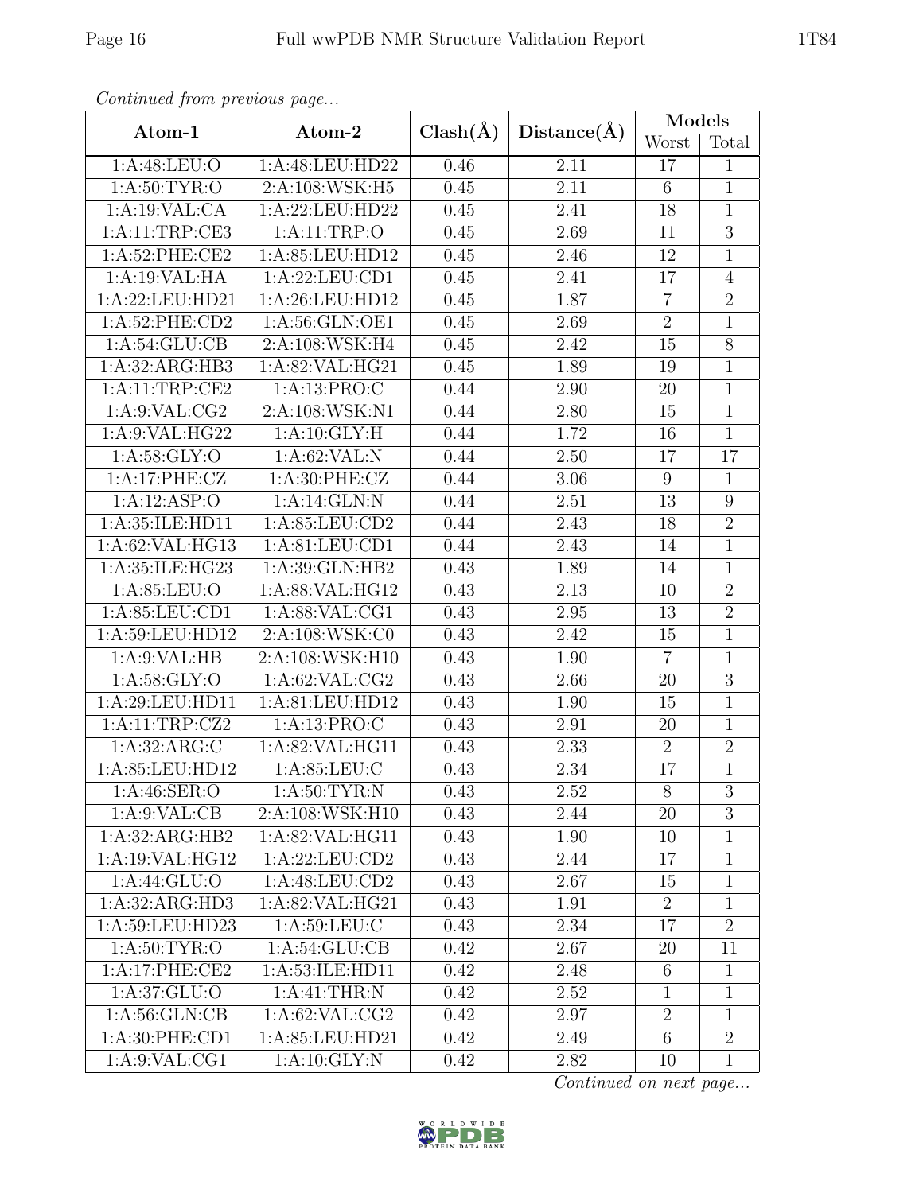*Continued from previous page...*

| Atom-1 | Atom-2 | Clash(Å) | Distance(Å) | Models | |
|---|---|---|---|---|---|
| | | | | Worst | Total |
| 1:A:48:LEU:O | 1:A:48:LEU:HD22 | 0.46 | 2.11 | 17 | 1 |
| 1:A:50:TYR:O | 2:A:108:WSK:H5 | 0.45 | 2.11 | 6 | 1 |
| 1:A:19:VAL:CA | 1:A:22:LEU:HD22 | 0.45 | 2.41 | 18 | 1 |
| 1:A:11:TRP:CE3 | 1:A:11:TRP:O | 0.45 | 2.69 | 11 | 3 |
| 1:A:52:PHE:CE2 | 1:A:85:LEU:HD12 | 0.45 | 2.46 | 12 | 1 |
| 1:A:19:VAL:HA | 1:A:22:LEU:CD1 | 0.45 | 2.41 | 17 | 4 |
| 1:A:22:LEU:HD21 | 1:A:26:LEU:HD12 | 0.45 | 1.87 | 7 | 2 |
| 1:A:52:PHE:CD2 | 1:A:56:GLN:OE1 | 0.45 | 2.69 | 2 | 1 |
| 1:A:54:GLU:CB | 2:A:108:WSK:H4 | 0.45 | 2.42 | 15 | 8 |
| 1:A:32:ARG:HB3 | 1:A:82:VAL:HG21 | 0.45 | 1.89 | 19 | 1 |
| 1:A:11:TRP:CE2 | 1:A:13:PRO:C | 0.44 | 2.90 | 20 | 1 |
| 1:A:9:VAL:CG2 | 2:A:108:WSK:N1 | 0.44 | 2.80 | 15 | 1 |
| 1:A:9:VAL:HG22 | 1:A:10:GLY:H | 0.44 | 1.72 | 16 | 1 |
| 1:A:58:GLY:O | 1:A:62:VAL:N | 0.44 | 2.50 | 17 | 17 |
| 1:A:17:PHE:CZ | 1:A:30:PHE:CZ | 0.44 | 3.06 | 9 | 1 |
| 1:A:12:ASP:O | 1:A:14:GLN:N | 0.44 | 2.51 | 13 | 9 |
| 1:A:35:ILE:HD11 | 1:A:85:LEU:CD2 | 0.44 | 2.43 | 18 | 2 |
| 1:A:62:VAL:HG13 | 1:A:81:LEU:CD1 | 0.44 | 2.43 | 14 | 1 |
| 1:A:35:ILE:HG23 | 1:A:39:GLN:HB2 | 0.43 | 1.89 | 14 | 1 |
| 1:A:85:LEU:O | 1:A:88:VAL:HG12 | 0.43 | 2.13 | 10 | 2 |
| 1:A:85:LEU:CD1 | 1:A:88:VAL:CG1 | 0.43 | 2.95 | 13 | 2 |
| 1:A:59:LEU:HD12 | 2:A:108:WSK:C0 | 0.43 | 2.42 | 15 | 1 |
| 1:A:9:VAL:HB | 2:A:108:WSK:H10 | 0.43 | 1.90 | 7 | 1 |
| 1:A:58:GLY:O | 1:A:62:VAL:CG2 | 0.43 | 2.66 | 20 | 3 |
| 1:A:29:LEU:HD11 | 1:A:81:LEU:HD12 | 0.43 | 1.90 | 15 | 1 |
| 1:A:11:TRP:CZ2 | 1:A:13:PRO:C | 0.43 | 2.91 | 20 | 1 |
| 1:A:32:ARG:C | 1:A:82:VAL:HG11 | 0.43 | 2.33 | 2 | 2 |
| 1:A:85:LEU:HD12 | 1:A:85:LEU:C | 0.43 | 2.34 | 17 | 1 |
| 1:A:46:SER:O | 1:A:50:TYR:N | 0.43 | 2.52 | 8 | 3 |
| 1:A:9:VAL:CB | 2:A:108:WSK:H10 | 0.43 | 2.44 | 20 | 3 |
| 1:A:32:ARG:HB2 | 1:A:82:VAL:HG11 | 0.43 | 1.90 | 10 | 1 |
| 1:A:19:VAL:HG12 | 1:A:22:LEU:CD2 | 0.43 | 2.44 | 17 | 1 |
| 1:A:44:GLU:O | 1:A:48:LEU:CD2 | 0.43 | 2.67 | 15 | 1 |
| 1:A:32:ARG:HD3 | 1:A:82:VAL:HG21 | 0.43 | 1.91 | 2 | 1 |
| 1:A:59:LEU:HD23 | 1:A:59:LEU:C | 0.43 | 2.34 | 17 | 2 |
| 1:A:50:TYR:O | 1:A:54:GLU:CB | 0.42 | 2.67 | 20 | 11 |
| 1:A:17:PHE:CE2 | 1:A:53:ILE:HD11 | 0.42 | 2.48 | 6 | 1 |
| 1:A:37:GLU:O | 1:A:41:THR:N | 0.42 | 2.52 | 1 | 1 |
| 1:A:56:GLN:CB | 1:A:62:VAL:CG2 | 0.42 | 2.97 | 2 | 1 |
| 1:A:30:PHE:CD1 | 1:A:85:LEU:HD21 | 0.42 | 2.49 | 6 | 2 |
| 1:A:9:VAL:CG1 | 1:A:10:GLY:N | 0.42 | 2.82 | 10 | 1 |

*Continued on next page...*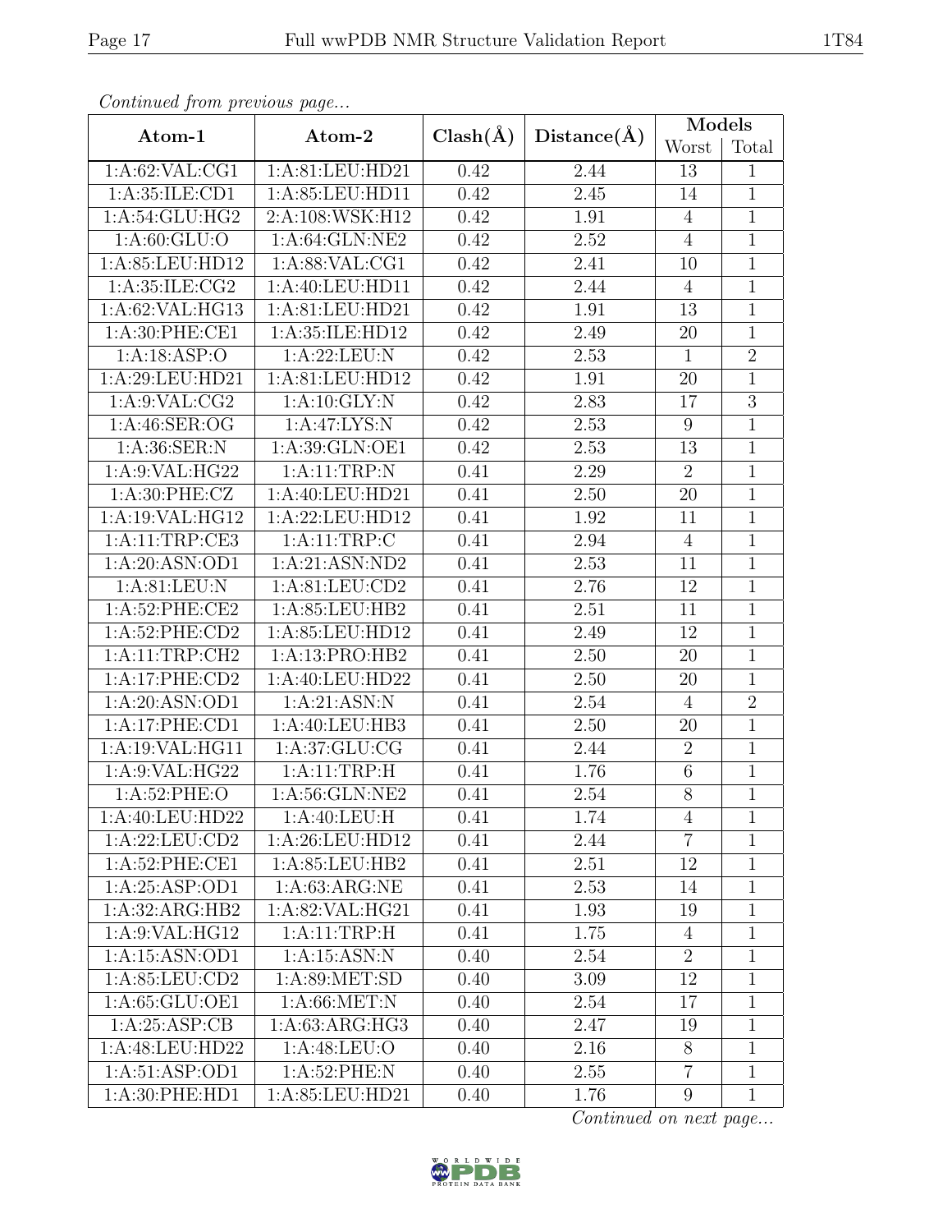*Continued from previous page...*

| Atom-1 | Atom-2 | Clash(Å) | Distance(Å) | Models | |
|---|---|---|---|---|---|
| | | | | Worst | Total |
| 1:A:62:VAL:CG1 | 1:A:81:LEU:HD21 | 0.42 | 2.44 | 13 | 1 |
| 1:A:35:ILE:CD1 | 1:A:85:LEU:HD11 | 0.42 | 2.45 | 14 | 1 |
| 1:A:54:GLU:HG2 | 2:A:108:WSK:H12 | 0.42 | 1.91 | 4 | 1 |
| 1:A:60:GLU:O | 1:A:64:GLN:NE2 | 0.42 | 2.52 | 4 | 1 |
| 1:A:85:LEU:HD12 | 1:A:88:VAL:CG1 | 0.42 | 2.41 | 10 | 1 |
| 1:A:35:ILE:CG2 | 1:A:40:LEU:HD11 | 0.42 | 2.44 | 4 | 1 |
| 1:A:62:VAL:HG13 | 1:A:81:LEU:HD21 | 0.42 | 1.91 | 13 | 1 |
| 1:A:30:PHE:CE1 | 1:A:35:ILE:HD12 | 0.42 | 2.49 | 20 | 1 |
| 1:A:18:ASP:O | 1:A:22:LEU:N | 0.42 | 2.53 | 1 | 2 |
| 1:A:29:LEU:HD21 | 1:A:81:LEU:HD12 | 0.42 | 1.91 | 20 | 1 |
| 1:A:9:VAL:CG2 | 1:A:10:GLY:N | 0.42 | 2.83 | 17 | 3 |
| 1:A:46:SER:OG | 1:A:47:LYS:N | 0.42 | 2.53 | 9 | 1 |
| 1:A:36:SER:N | 1:A:39:GLN:OE1 | 0.42 | 2.53 | 13 | 1 |
| 1:A:9:VAL:HG22 | 1:A:11:TRP:N | 0.41 | 2.29 | 2 | 1 |
| 1:A:30:PHE:CZ | 1:A:40:LEU:HD21 | 0.41 | 2.50 | 20 | 1 |
| 1:A:19:VAL:HG12 | 1:A:22:LEU:HD12 | 0.41 | 1.92 | 11 | 1 |
| 1:A:11:TRP:CE3 | 1:A:11:TRP:C | 0.41 | 2.94 | 4 | 1 |
| 1:A:20:ASN:OD1 | 1:A:21:ASN:ND2 | 0.41 | 2.53 | 11 | 1 |
| 1:A:81:LEU:N | 1:A:81:LEU:CD2 | 0.41 | 2.76 | 12 | 1 |
| 1:A:52:PHE:CE2 | 1:A:85:LEU:HB2 | 0.41 | 2.51 | 11 | 1 |
| 1:A:52:PHE:CD2 | 1:A:85:LEU:HD12 | 0.41 | 2.49 | 12 | 1 |
| 1:A:11:TRP:CH2 | 1:A:13:PRO:HB2 | 0.41 | 2.50 | 20 | 1 |
| 1:A:17:PHE:CD2 | 1:A:40:LEU:HD22 | 0.41 | 2.50 | 20 | 1 |
| 1:A:20:ASN:OD1 | 1:A:21:ASN:N | 0.41 | 2.54 | 4 | 2 |
| 1:A:17:PHE:CD1 | 1:A:40:LEU:HB3 | 0.41 | 2.50 | 20 | 1 |
| 1:A:19:VAL:HG11 | 1:A:37:GLU:CG | 0.41 | 2.44 | 2 | 1 |
| 1:A:9:VAL:HG22 | 1:A:11:TRP:H | 0.41 | 1.76 | 6 | 1 |
| 1:A:52:PHE:O | 1:A:56:GLN:NE2 | 0.41 | 2.54 | 8 | 1 |
| 1:A:40:LEU:HD22 | 1:A:40:LEU:H | 0.41 | 1.74 | 4 | 1 |
| 1:A:22:LEU:CD2 | 1:A:26:LEU:HD12 | 0.41 | 2.44 | 7 | 1 |
| 1:A:52:PHE:CE1 | 1:A:85:LEU:HB2 | 0.41 | 2.51 | 12 | 1 |
| 1:A:25:ASP:OD1 | 1:A:63:ARG:NE | 0.41 | 2.53 | 14 | 1 |
| 1:A:32:ARG:HB2 | 1:A:82:VAL:HG21 | 0.41 | 1.93 | 19 | 1 |
| 1:A:9:VAL:HG12 | 1:A:11:TRP:H | 0.41 | 1.75 | 4 | 1 |
| 1:A:15:ASN:OD1 | 1:A:15:ASN:N | 0.40 | 2.54 | 2 | 1 |
| 1:A:85:LEU:CD2 | 1:A:89:MET:SD | 0.40 | 3.09 | 12 | 1 |
| 1:A:65:GLU:OE1 | 1:A:66:MET:N | 0.40 | 2.54 | 17 | 1 |
| 1:A:25:ASP:CB | 1:A:63:ARG:HG3 | 0.40 | 2.47 | 19 | 1 |
| 1:A:48:LEU:HD22 | 1:A:48:LEU:O | 0.40 | 2.16 | 8 | 1 |
| 1:A:51:ASP:OD1 | 1:A:52:PHE:N | 0.40 | 2.55 | 7 | 1 |
| 1:A:30:PHE:HD1 | 1:A:85:LEU:HD21 | 0.40 | 1.76 | 9 | 1 |

*Continued on next page...*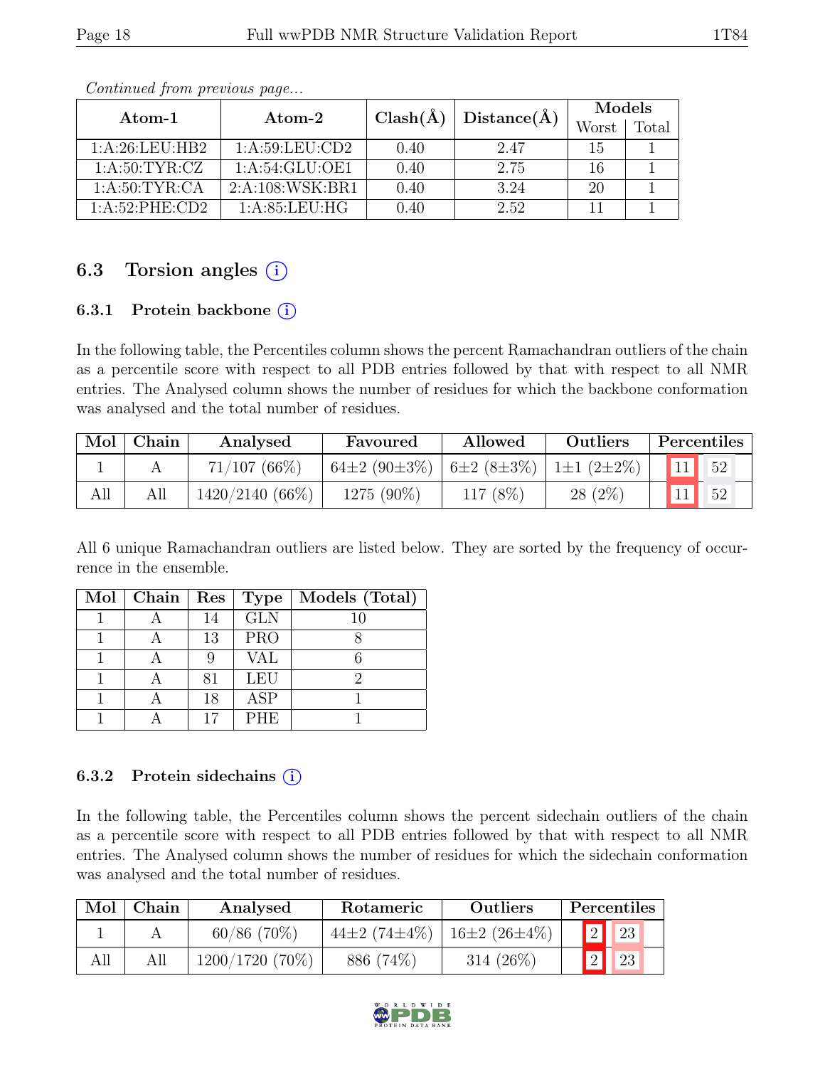*Continued from previous page...*

| Atom-1 | Atom-2 | Clash(Å) | Distance(Å) | Models | |
|---|---|---|---|---|---|
| | | | | Worst | Total |
| 1:A:26:LEU:HB2 | 1:A:59:LEU:CD2 | 0.40 | 2.47 | 15 | 1 |
| 1:A:50:TYR:CZ | 1:A:54:GLU:OE1 | 0.40 | 2.75 | 16 | 1 |
| 1:A:50:TYR:CA | 2:A:108:WSK:BR1 | 0.40 | 3.24 | 20 | 1 |
| 1:A:52:PHE:CD2 | 1:A:85:LEU:HG | 0.40 | 2.52 | 11 | 1 |

## 6.3 Torsion angles (i)

### 6.3.1 Protein backbone (i)

In the following table, the Percentiles column shows the percent Ramachandran outliers of the chain as a percentile score with respect to all PDB entries followed by that with respect to all NMR entries. The Analysed column shows the number of residues for which the backbone conformation was analysed and the total number of residues.

| Mol | Chain | Analysed | Favoured | Allowed | Outliers | Percentiles | |
|---|---|---|---|---|---|---|---|
| 1 | A | 71/107 (66%) | 64±2 (90±3%) | 6±2 (8±3%) | 1±1 (2±2%) | 11 | 52 |
| All | All | 1420/2140 (66%) | 1275 (90%) | 117 (8%) | 28 (2%) | 11 | 52 |

All 6 unique Ramachandran outliers are listed below. They are sorted by the frequency of occurrence in the ensemble.

| Mol | Chain | Res | Type | Models (Total) |
|---|---|---|---|---|
| 1 | A | 14 | GLN | 10 |
| 1 | A | 13 | PRO | 8 |
| 1 | A | 9 | VAL | 6 |
| 1 | A | 81 | LEU | 2 |
| 1 | A | 18 | ASP | 1 |
| 1 | A | 17 | PHE | 1 |

### 6.3.2 Protein sidechains (i)

In the following table, the Percentiles column shows the percent sidechain outliers of the chain as a percentile score with respect to all PDB entries followed by that with respect to all NMR entries. The Analysed column shows the number of residues for which the sidechain conformation was analysed and the total number of residues.

| Mol | Chain | Analysed | Rotameric | Outliers | Percentiles | |
|---|---|---|---|---|---|---|
| 1 | A | 60/86 (70%) | 44±2 (74±4%) | 16±2 (26±4%) | 2 | 23 |
| All | All | 1200/1720 (70%) | 886 (74%) | 314 (26%) | 2 | 23 |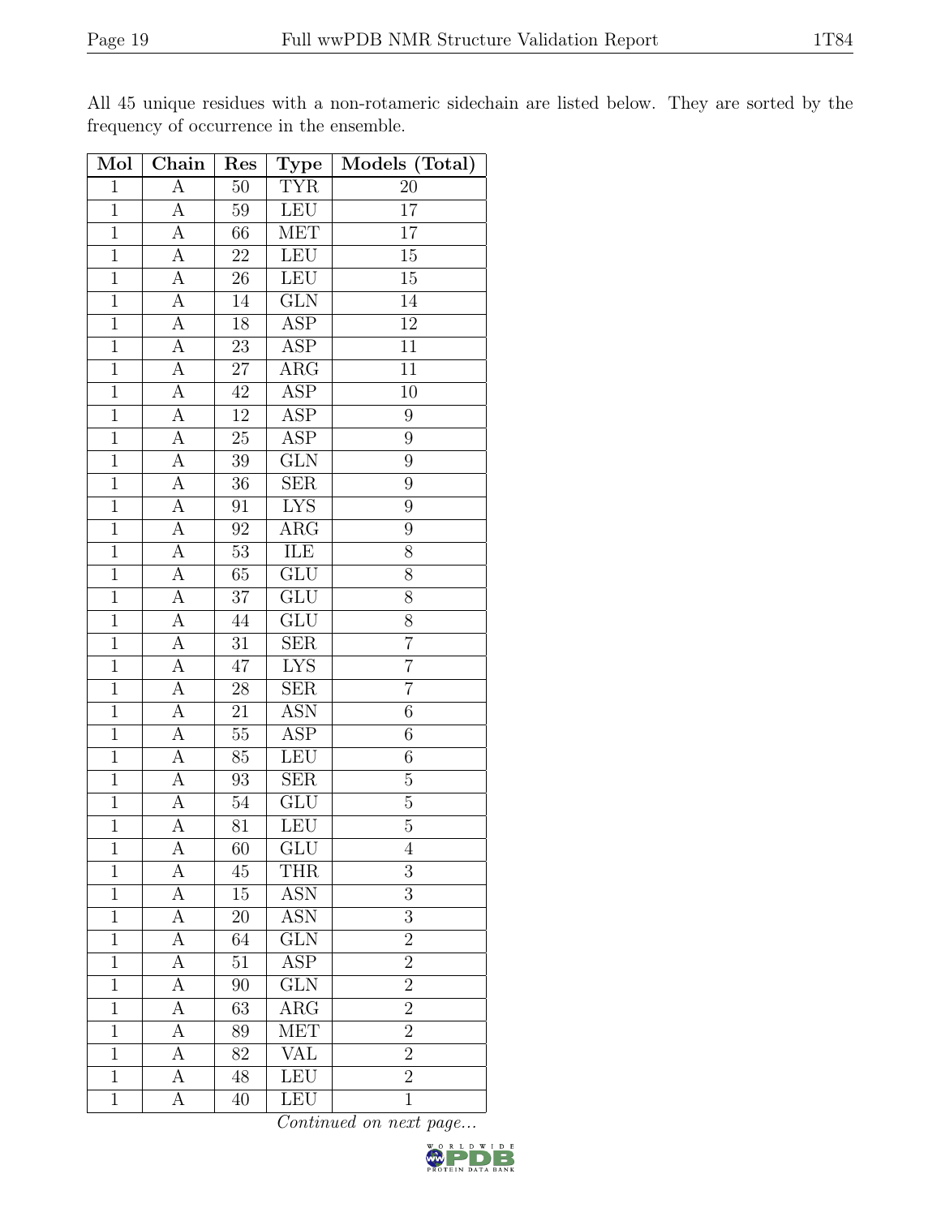All 45 unique residues with a non-rotameric sidechain are listed below. They are sorted by the frequency of occurrence in the ensemble.

| Mol | Chain | Res | Type | Models (Total) |
|---|---|---|---|---|
| 1 | A | 50 | TYR | 20 |
| 1 | A | 59 | LEU | 17 |
| 1 | A | 66 | MET | 17 |
| 1 | A | 22 | LEU | 15 |
| 1 | A | 26 | LEU | 15 |
| 1 | A | 14 | GLN | 14 |
| 1 | A | 18 | ASP | 12 |
| 1 | A | 23 | ASP | 11 |
| 1 | A | 27 | ARG | 11 |
| 1 | A | 42 | ASP | 10 |
| 1 | A | 12 | ASP | 9 |
| 1 | A | 25 | ASP | 9 |
| 1 | A | 39 | GLN | 9 |
| 1 | A | 36 | SER | 9 |
| 1 | A | 91 | LYS | 9 |
| 1 | A | 92 | ARG | 9 |
| 1 | A | 53 | ILE | 8 |
| 1 | A | 65 | GLU | 8 |
| 1 | A | 37 | GLU | 8 |
| 1 | A | 44 | GLU | 8 |
| 1 | A | 31 | SER | 7 |
| 1 | A | 47 | LYS | 7 |
| 1 | A | 28 | SER | 7 |
| 1 | A | 21 | ASN | 6 |
| 1 | A | 55 | ASP | 6 |
| 1 | A | 85 | LEU | 6 |
| 1 | A | 93 | SER | 5 |
| 1 | A | 54 | GLU | 5 |
| 1 | A | 81 | LEU | 5 |
| 1 | A | 60 | GLU | 4 |
| 1 | A | 45 | THR | 3 |
| 1 | A | 15 | ASN | 3 |
| 1 | A | 20 | ASN | 3 |
| 1 | A | 64 | GLN | 2 |
| 1 | A | 51 | ASP | 2 |
| 1 | A | 90 | GLN | 2 |
| 1 | A | 63 | ARG | 2 |
| 1 | A | 89 | MET | 2 |
| 1 | A | 82 | VAL | 2 |
| 1 | A | 48 | LEU | 2 |
| 1 | A | 40 | LEU | 1 |

*Continued on next page...*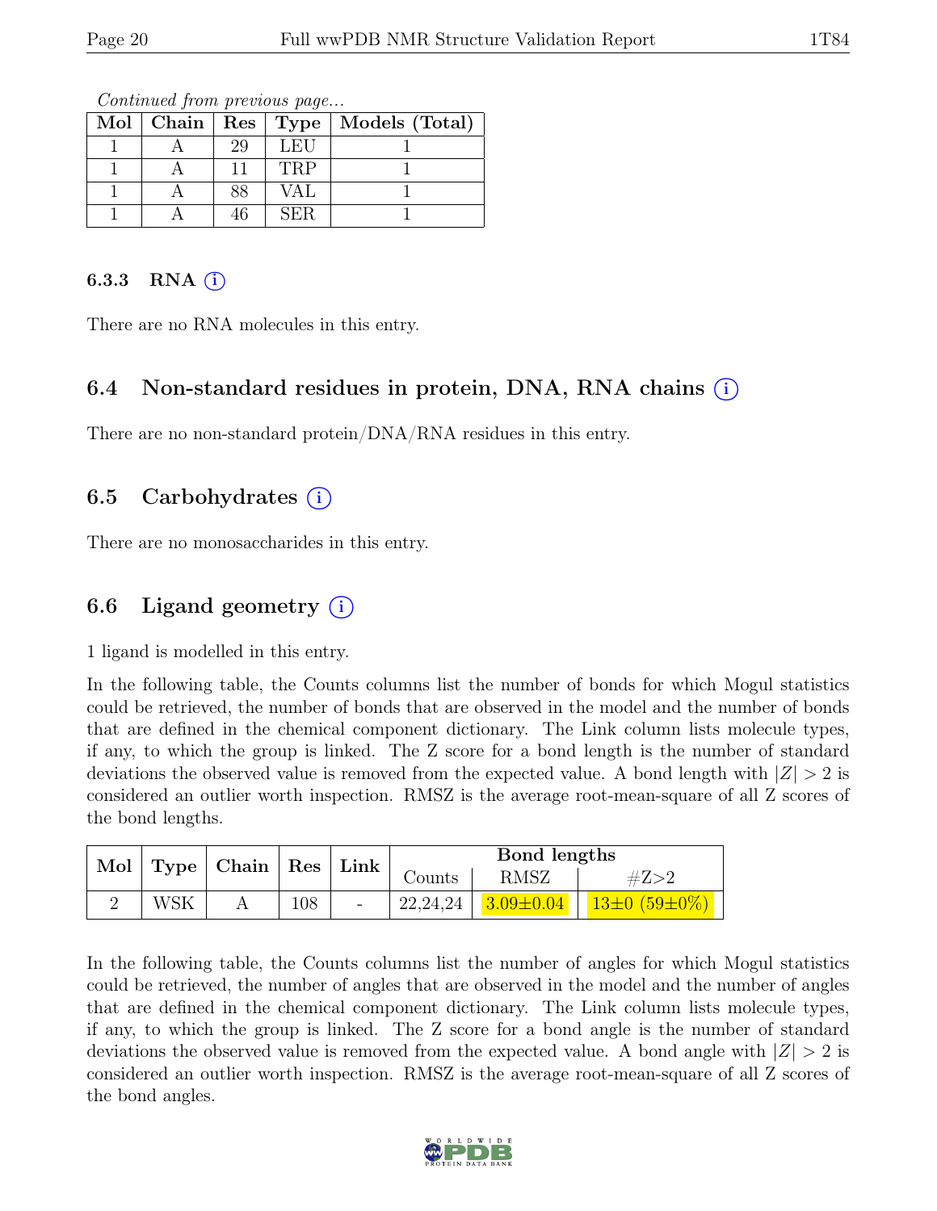*Continued from previous page...*

| Mol | Chain | Res | Type | Models (Total) |
|---|---|---|---|---|
| 1 | A | 29 | LEU | 1 |
| 1 | A | 11 | TRP | 1 |
| 1 | A | 88 | VAL | 1 |
| 1 | A | 46 | SER | 1 |

#### 6.3.3 RNA (i)

There are no RNA molecules in this entry.

### 6.4 Non-standard residues in protein, DNA, RNA chains (i)

There are no non-standard protein/DNA/RNA residues in this entry.

### 6.5 Carbohydrates (i)

There are no monosaccharides in this entry.

### 6.6 Ligand geometry (i)

1 ligand is modelled in this entry.

In the following table, the Counts columns list the number of bonds for which Mogul statistics could be retrieved, the number of bonds that are observed in the model and the number of bonds that are defined in the chemical component dictionary. The Link column lists molecule types, if any, to which the group is linked. The Z score for a bond length is the number of standard deviations the observed value is removed from the expected value. A bond length with $|Z| > 2$ is considered an outlier worth inspection. RMSZ is the average root-mean-square of all Z scores of the bond lengths.

| Mol | Type | Chain | Res | Link | Bond lengths | | |
|---|---|---|---|---|---|---|---|
| | | | | | Counts | RMSZ | #Z>2 |
| 2 | WSK | A | 108 | - | 22,24,24 | 3.09±0.04 | 13±0 (59±0%) |

In the following table, the Counts columns list the number of angles for which Mogul statistics could be retrieved, the number of angles that are observed in the model and the number of angles that are defined in the chemical component dictionary. The Link column lists molecule types, if any, to which the group is linked. The Z score for a bond angle is the number of standard deviations the observed value is removed from the expected value. A bond angle with $|Z| > 2$ is considered an outlier worth inspection. RMSZ is the average root-mean-square of all Z scores of the bond angles.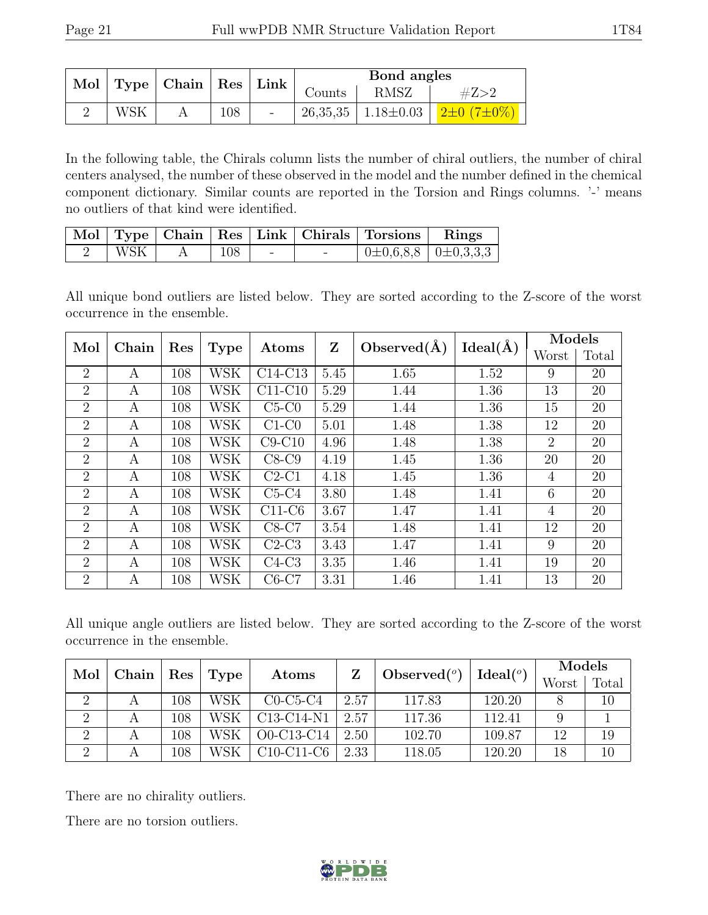| Mol | Type | Chain | Res | Link | Bond angles | | |
|---|---|---|---|---|---|---|---|
| | | | | | Counts | RMSZ | #Z>2 |
| 2 | WSK | A | 108 | - | 26,35,35 | 1.18±0.03 | 2±0 (7±0%) |

In the following table, the Chirals column lists the number of chiral outliers, the number of chiral centers analysed, the number of these observed in the model and the number defined in the chemical component dictionary. Similar counts are reported in the Torsion and Rings columns. '-' means no outliers of that kind were identified.

| Mol | Type | Chain | Res | Link | Chirals | Torsions | Rings |
|---|---|---|---|---|---|---|---|
| 2 | WSK | A | 108 | - | - | 0±0,6,8,8 | 0±0,3,3,3 |

All unique bond outliers are listed below. They are sorted according to the Z-score of the worst occurrence in the ensemble.

| Mol | Chain | Res | Type | Atoms | Z | Observed(Å) | Ideal(Å) | Models | |
|---|---|---|---|---|---|---|---|---|---|
| | | | | | | | | Worst | Total |
| 2 | A | 108 | WSK | C14-C13 | 5.45 | 1.65 | 1.52 | 9 | 20 |
| 2 | A | 108 | WSK | C11-C10 | 5.29 | 1.44 | 1.36 | 13 | 20 |
| 2 | A | 108 | WSK | C5-C0 | 5.29 | 1.44 | 1.36 | 15 | 20 |
| 2 | A | 108 | WSK | C1-C0 | 5.01 | 1.48 | 1.38 | 12 | 20 |
| 2 | A | 108 | WSK | C9-C10 | 4.96 | 1.48 | 1.38 | 2 | 20 |
| 2 | A | 108 | WSK | C8-C9 | 4.19 | 1.45 | 1.36 | 20 | 20 |
| 2 | A | 108 | WSK | C2-C1 | 4.18 | 1.45 | 1.36 | 4 | 20 |
| 2 | A | 108 | WSK | C5-C4 | 3.80 | 1.48 | 1.41 | 6 | 20 |
| 2 | A | 108 | WSK | C11-C6 | 3.67 | 1.47 | 1.41 | 4 | 20 |
| 2 | A | 108 | WSK | C8-C7 | 3.54 | 1.48 | 1.41 | 12 | 20 |
| 2 | A | 108 | WSK | C2-C3 | 3.43 | 1.47 | 1.41 | 9 | 20 |
| 2 | A | 108 | WSK | C4-C3 | 3.35 | 1.46 | 1.41 | 19 | 20 |
| 2 | A | 108 | WSK | C6-C7 | 3.31 | 1.46 | 1.41 | 13 | 20 |

All unique angle outliers are listed below. They are sorted according to the Z-score of the worst occurrence in the ensemble.

| Mol | Chain | Res | Type | Atoms | Z | Observed(°) | Ideal(°) | Models | |
|---|---|---|---|---|---|---|---|---|---|
| | | | | | | | | Worst | Total |
| 2 | A | 108 | WSK | C0-C5-C4 | 2.57 | 117.83 | 120.20 | 8 | 10 |
| 2 | A | 108 | WSK | C13-C14-N1 | 2.57 | 117.36 | 112.41 | 9 | 1 |
| 2 | A | 108 | WSK | O0-C13-C14 | 2.50 | 102.70 | 109.87 | 12 | 19 |
| 2 | A | 108 | WSK | C10-C11-C6 | 2.33 | 118.05 | 120.20 | 18 | 10 |

There are no chirality outliers.

There are no torsion outliers.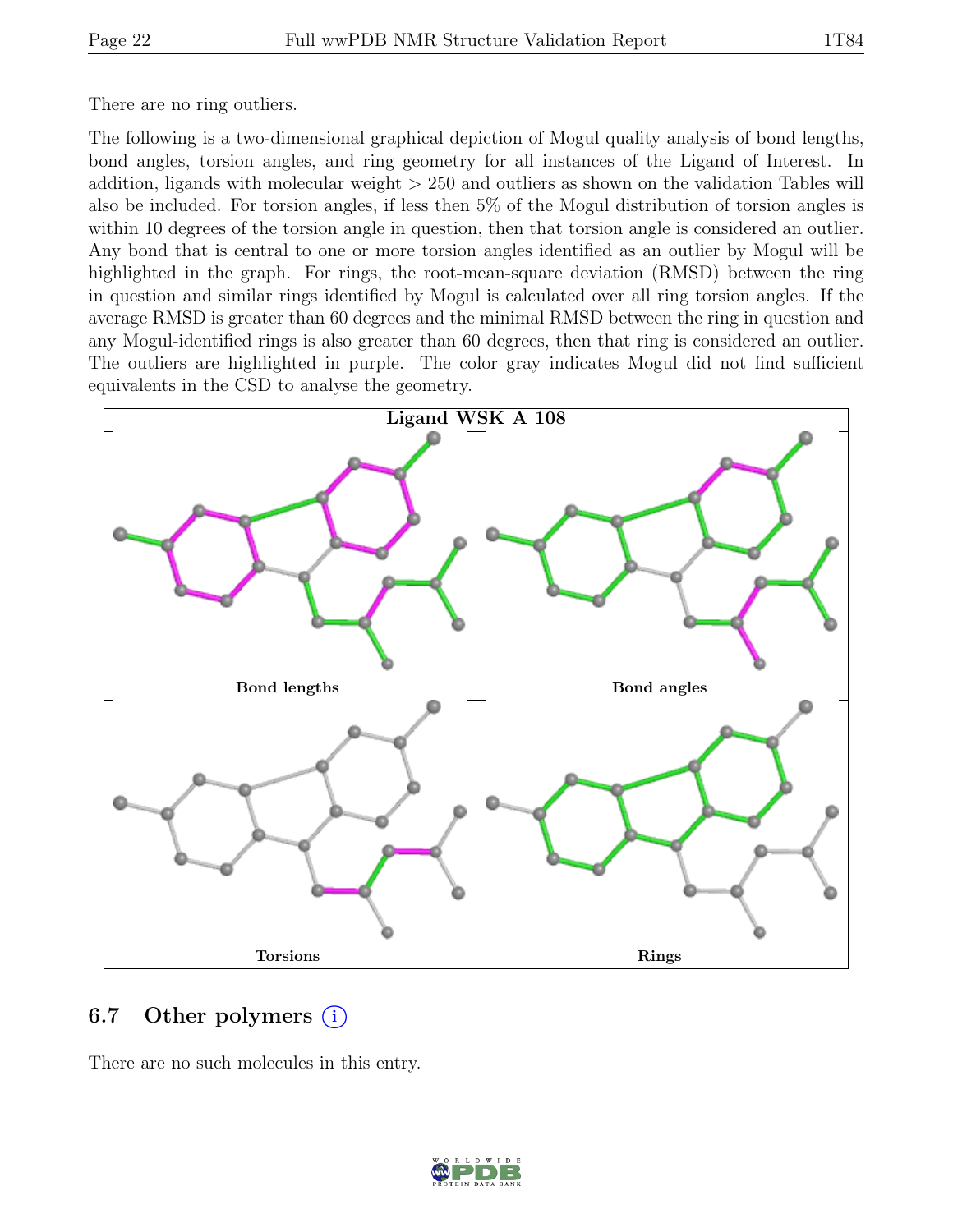There are no ring outliers.

The following is a two-dimensional graphical depiction of Mogul quality analysis of bond lengths, bond angles, torsion angles, and ring geometry for all instances of the Ligand of Interest. In addition, ligands with molecular weight > 250 and outliers as shown on the validation Tables will also be included. For torsion angles, if less then 5% of the Mogul distribution of torsion angles is within 10 degrees of the torsion angle in question, then that torsion angle is considered an outlier. Any bond that is central to one or more torsion angles identified as an outlier by Mogul will be highlighted in the graph. For rings, the root-mean-square deviation (RMSD) between the ring in question and similar rings identified by Mogul is calculated over all ring torsion angles. If the average RMSD is greater than 60 degrees and the minimal RMSD between the ring in question and any Mogul-identified rings is also greater than 60 degrees, then that ring is considered an outlier. The outliers are highlighted in purple. The color gray indicates Mogul did not find sufficient equivalents in the CSD to analyse the geometry.

**Ligand WSK A 108**

Bond lengths

Bond angles

Torsions

Rings

## 6.7 Other polymers

There are no such molecules in this entry.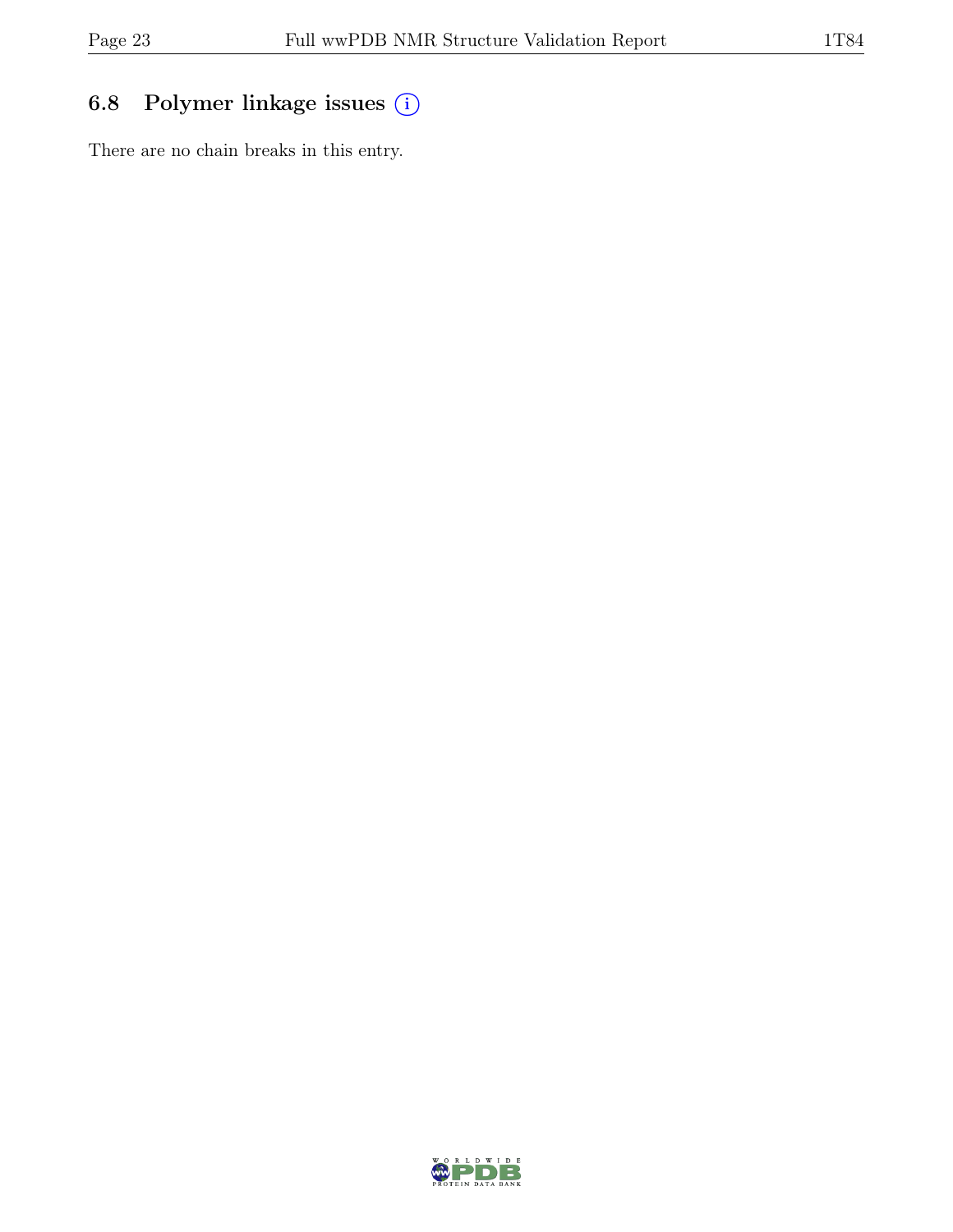### 6.8 Polymer linkage issues

There are no chain breaks in this entry.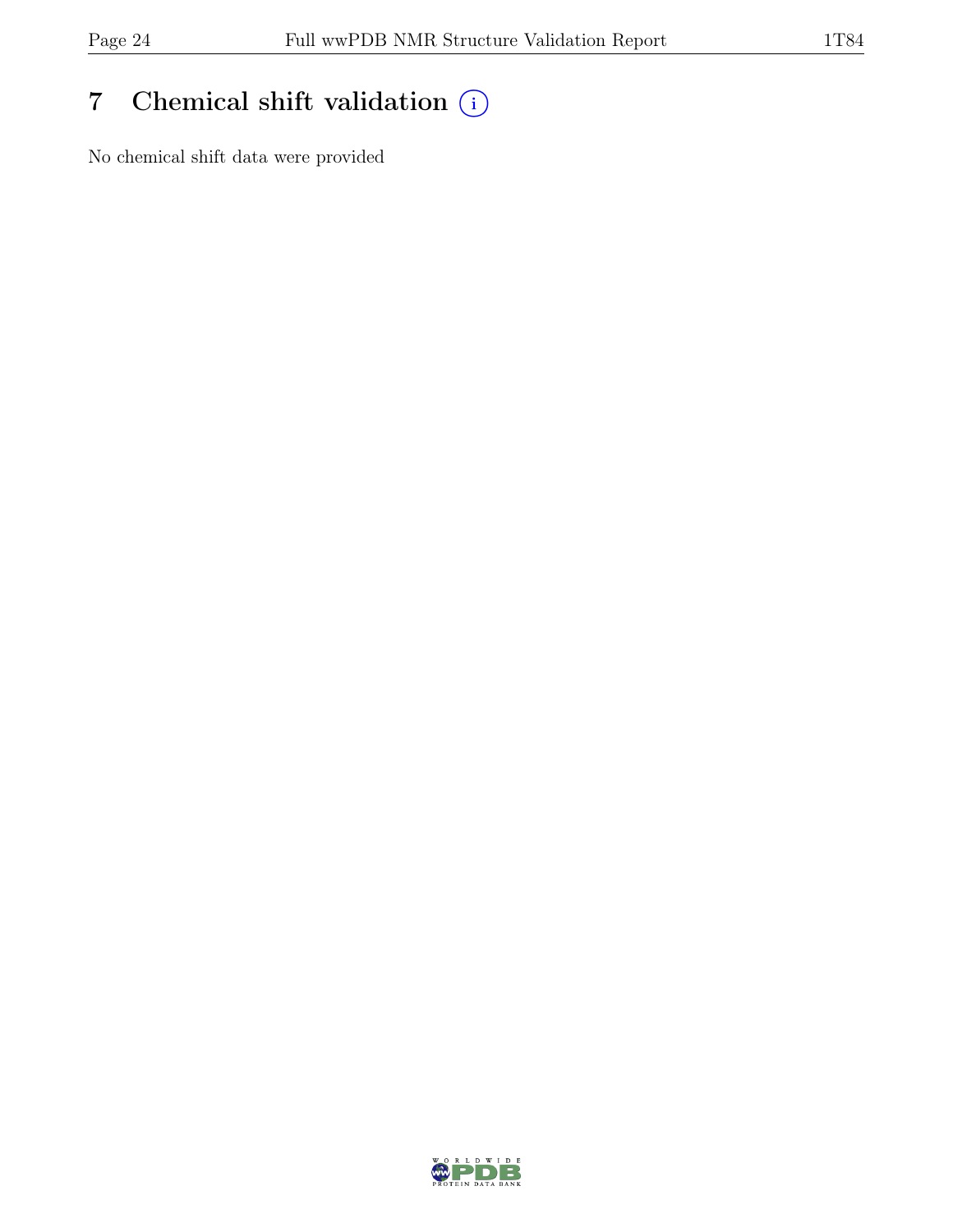# 7 Chemical shift validation

No chemical shift data were provided